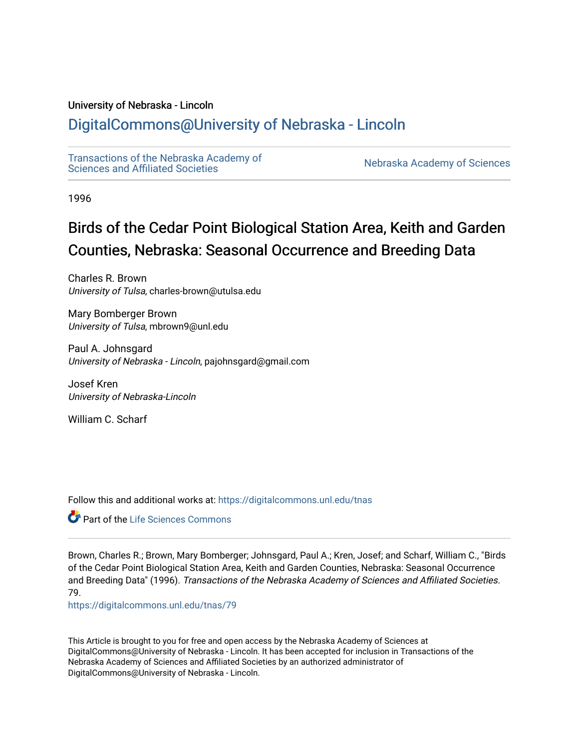University of Nebraska - Lincoln

## DigitalCommons@University of Nebraska - Lincoln

Transactions of the Nebraska Academy of Sciences and Affiliated Societies

Nebraska Academy of Sciences

1996

# Birds of the Cedar Point Biological Station Area, Keith and Garden Counties, Nebraska: Seasonal Occurrence and Breeding Data

Charles R. Brown
*University of Tulsa*, charles-brown@utulsa.edu

Mary Bomberger Brown
*University of Tulsa*, mbrown9@unl.edu

Paul A. Johnsgard
*University of Nebraska - Lincoln*, pajohnsgard@gmail.com

Josef Kren
*University of Nebraska-Lincoln*

William C. Scharf

Follow this and additional works at: https://digitalcommons.unl.edu/tnas

Part of the Life Sciences Commons

Brown, Charles R.; Brown, Mary Bomberger; Johnsgard, Paul A.; Kren, Josef; and Scharf, William C., "Birds of the Cedar Point Biological Station Area, Keith and Garden Counties, Nebraska: Seasonal Occurrence and Breeding Data" (1996). *Transactions of the Nebraska Academy of Sciences and Affiliated Societies*. 79.
https://digitalcommons.unl.edu/tnas/79

This Article is brought to you for free and open access by the Nebraska Academy of Sciences at DigitalCommons@University of Nebraska - Lincoln. It has been accepted for inclusion in Transactions of the Nebraska Academy of Sciences and Affiliated Societies by an authorized administrator of DigitalCommons@University of Nebraska - Lincoln.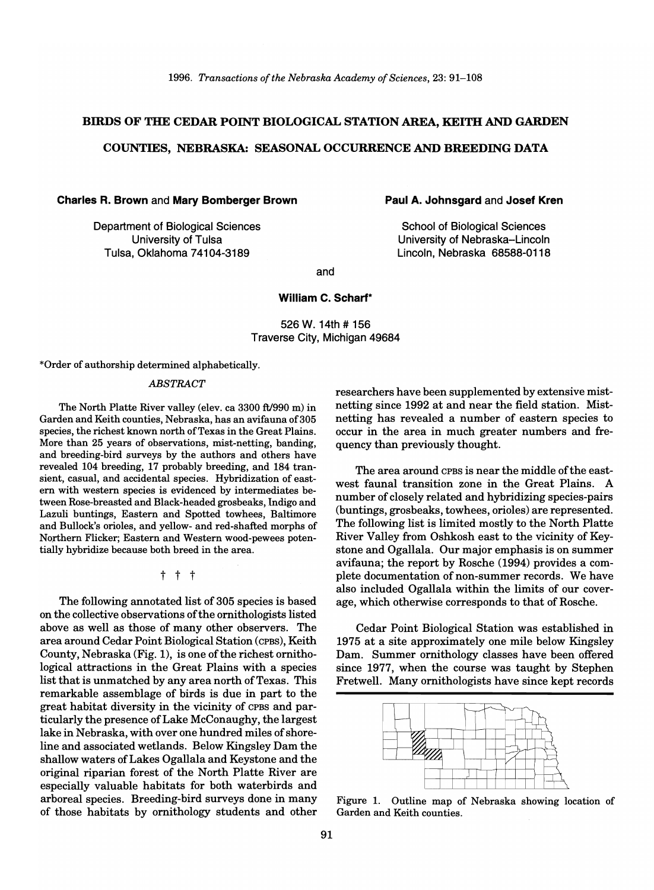1996. *Transactions of the Nebraska Academy of Sciences*, 23: 91–108

# BIRDS OF THE CEDAR POINT BIOLOGICAL STATION AREA, KEITH AND GARDEN COUNTIES, NEBRASKA: SEASONAL OCCURRENCE AND BREEDING DATA

**Charles R. Brown** and **Mary Bomberger Brown**

Department of Biological Sciences
University of Tulsa
Tulsa, Oklahoma 74104-3189

**Paul A. Johnsgard** and **Josef Kren**

School of Biological Sciences
University of Nebraska–Lincoln
Lincoln, Nebraska 68588-0118

and

**William C. Scharf***

526 W. 14th # 156
Traverse City, Michigan 49684

*Order of authorship determined alphabetically.

## *ABSTRACT*

The North Platte River valley (elev. ca 3300 ft/990 m) in Garden and Keith counties, Nebraska, has an avifauna of 305 species, the richest known north of Texas in the Great Plains. More than 25 years of observations, mist-netting, banding, and breeding-bird surveys by the authors and others have revealed 104 breeding, 17 probably breeding, and 184 transient, casual, and accidental species. Hybridization of eastern with western species is evidenced by intermediates between Rose-breasted and Black-headed grosbeaks, Indigo and Lazuli buntings, Eastern and Spotted towhees, Baltimore and Bullock's orioles, and yellow- and red-shafted morphs of Northern Flicker; Eastern and Western wood-pewees potentially hybridize because both breed in the area.

† † †

The following annotated list of 305 species is based on the collective observations of the ornithologists listed above as well as those of many other observers. The area around Cedar Point Biological Station (CPBS), Keith County, Nebraska (Fig. 1), is one of the richest ornithological attractions in the Great Plains with a species list that is unmatched by any area north of Texas. This remarkable assemblage of birds is due in part to the great habitat diversity in the vicinity of CPBS and particularly the presence of Lake McConaughy, the largest lake in Nebraska, with over one hundred miles of shoreline and associated wetlands. Below Kingsley Dam the shallow waters of Lakes Ogallala and Keystone and the original riparian forest of the North Platte River are especially valuable habitats for both waterbirds and arboreal species. Breeding-bird surveys done in many of those habitats by ornithology students and other researchers have been supplemented by extensive mist-netting since 1992 at and near the field station. Mist-netting has revealed a number of eastern species to occur in the area in much greater numbers and frequency than previously thought.

The area around CPBS is near the middle of the east-west faunal transition zone in the Great Plains. A number of closely related and hybridizing species-pairs (buntings, grosbeaks, towhees, orioles) are represented. The following list is limited mostly to the North Platte River Valley from Oshkosh east to the vicinity of Keystone and Ogallala. Our major emphasis is on summer avifauna; the report by Rosche (1994) provides a complete documentation of non-summer records. We have also included Ogallala within the limits of our coverage, which otherwise corresponds to that of Rosche.

Cedar Point Biological Station was established in 1975 at a site approximately one mile below Kingsley Dam. Summer ornithology classes have been offered since 1977, when the course was taught by Stephen Fretwell. Many ornithologists have since kept records

Figure 1. Outline map of Nebraska showing location of Garden and Keith counties.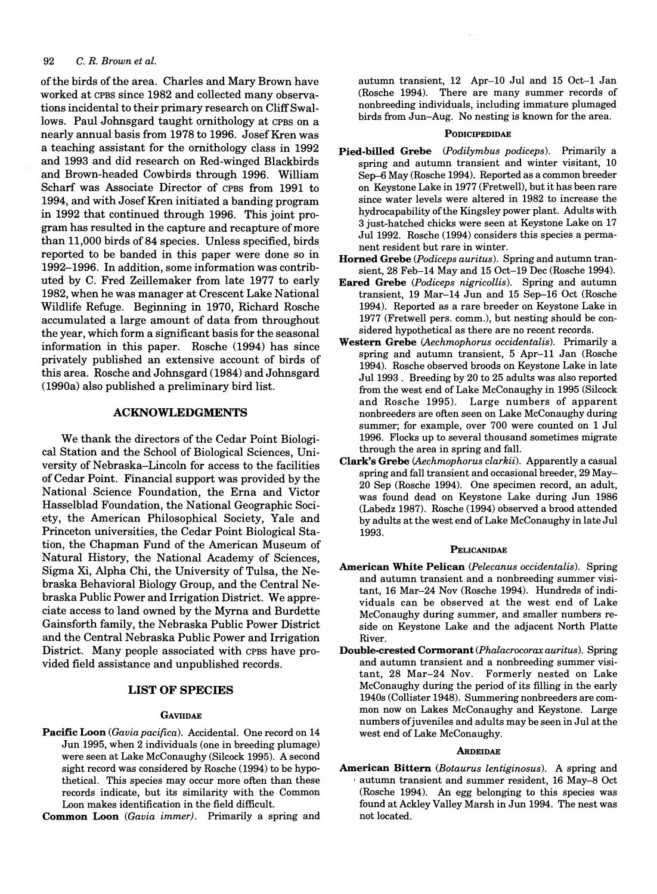of the birds of the area. Charles and Mary Brown have worked at CPBS since 1982 and collected many observations incidental to their primary research on Cliff Swallows. Paul Johnsgard taught ornithology at CPBS on a nearly annual basis from 1978 to 1996. Josef Kren was a teaching assistant for the ornithology class in 1992 and 1993 and did research on Red-winged Blackbirds and Brown-headed Cowbirds through 1996. William Scharf was Associate Director of CPBS from 1991 to 1994, and with Josef Kren initiated a banding program in 1992 that continued through 1996. This joint program has resulted in the capture and recapture of more than 11,000 birds of 84 species. Unless specified, birds reported to be banded in this paper were done so in 1992–1996. In addition, some information was contributed by C. Fred Zeillemaker from late 1977 to early 1982, when he was manager at Crescent Lake National Wildlife Refuge. Beginning in 1970, Richard Rosche accumulated a large amount of data from throughout the year, which form a significant basis for the seasonal information in this paper. Rosche (1994) has since privately published an extensive account of birds of this area. Rosche and Johnsgard (1984) and Johnsgard (1990a) also published a preliminary bird list.

## ACKNOWLEDGMENTS

We thank the directors of the Cedar Point Biological Station and the School of Biological Sciences, University of Nebraska–Lincoln for access to the facilities of Cedar Point. Financial support was provided by the National Science Foundation, the Erna and Victor Hasselblad Foundation, the National Geographic Society, the American Philosophical Society, Yale and Princeton universities, the Cedar Point Biological Station, the Chapman Fund of the American Museum of Natural History, the National Academy of Sciences, Sigma Xi, Alpha Chi, the University of Tulsa, the Nebraska Behavioral Biology Group, and the Central Nebraska Public Power and Irrigation District. We appreciate access to land owned by the Myrna and Burdette Gainsforth family, the Nebraska Public Power District and the Central Nebraska Public Power and Irrigation District. Many people associated with CPBS have provided field assistance and unpublished records.

## LIST OF SPECIES

### GAVIIDAE

**Pacific Loon** (*Gavia pacifica*). Accidental. One record on 14 Jun 1995, when 2 individuals (one in breeding plumage) were seen at Lake McConaughy (Silcock 1995). A second sight record was considered by Rosche (1994) to be hypothetical. This species may occur more often than these records indicate, but its similarity with the Common Loon makes identification in the field difficult.

**Common Loon** (*Gavia immer*). Primarily a spring and autumn transient, 12 Apr–10 Jul and 15 Oct–1 Jan (Rosche 1994). There are many summer records of nonbreeding individuals, including immature plumaged birds from Jun–Aug. No nesting is known for the area.

### PODICIPEDIDAE

**Pied-billed Grebe** (*Podilymbus podiceps*). Primarily a spring and autumn transient and winter visitant, 10 Sep–6 May (Rosche 1994). Reported as a common breeder on Keystone Lake in 1977 (Fretwell), but it has been rare since water levels were altered in 1982 to increase the hydrocapability of the Kingsley power plant. Adults with 3 just-hatched chicks were seen at Keystone Lake on 17 Jul 1992. Rosche (1994) considers this species a permanent resident but rare in winter.

**Horned Grebe** (*Podiceps auritus*). Spring and autumn transient, 28 Feb–14 May and 15 Oct–19 Dec (Rosche 1994).

**Eared Grebe** (*Podiceps nigricollis*). Spring and autumn transient, 19 Mar–14 Jun and 15 Sep–16 Oct (Rosche 1994). Reported as a rare breeder on Keystone Lake in 1977 (Fretwell pers. comm.), but nesting should be considered hypothetical as there are no recent records.

**Western Grebe** (*Aechmophorus occidentalis*). Primarily a spring and autumn transient, 5 Apr–11 Jan (Rosche 1994). Rosche observed broods on Keystone Lake in late Jul 1993. Breeding by 20 to 25 adults was also reported from the west end of Lake McConaughy in 1995 (Silcock and Rosche 1995). Large numbers of apparent nonbreeders are often seen on Lake McConaughy during summer; for example, over 700 were counted on 1 Jul 1996. Flocks up to several thousand sometimes migrate through the area in spring and fall.

**Clark's Grebe** (*Aechmophorus clarkii*). Apparently a casual spring and fall transient and occasional breeder, 29 May–20 Sep (Rosche 1994). One specimen record, an adult, was found dead on Keystone Lake during Jun 1986 (Labedz 1987). Rosche (1994) observed a brood attended by adults at the west end of Lake McConaughy in late Jul 1993.

### PELICANIDAE

**American White Pelican** (*Pelecanus occidentalis*). Spring and autumn transient and a nonbreeding summer visitant, 16 Mar–24 Nov (Rosche 1994). Hundreds of individuals can be observed at the west end of Lake McConaughy during summer, and smaller numbers reside on Keystone Lake and the adjacent North Platte River.

**Double-crested Cormorant** (*Phalacrocorax auritus*). Spring and autumn transient and a nonbreeding summer visitant, 28 Mar–24 Nov. Formerly nested on Lake McConaughy during the period of its filling in the early 1940s (Collister 1948). Summering nonbreeders are common now on Lakes McConaughy and Keystone. Large numbers of juveniles and adults may be seen in Jul at the west end of Lake McConaughy.

### ARDEIDAE

**American Bittern** (*Botaurus lentiginosus*). A spring and autumn transient and summer resident, 16 May–8 Oct (Rosche 1994). An egg belonging to this species was found at Ackley Valley Marsh in Jun 1994. The nest was not located.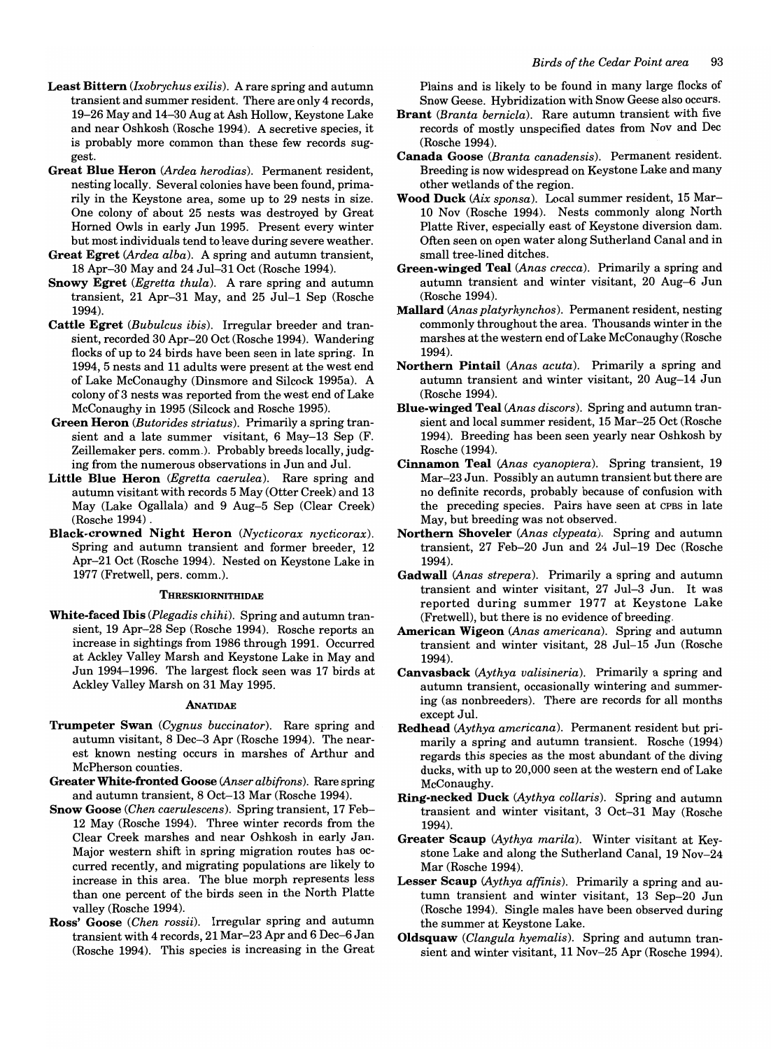**Least Bittern** (*Ixobrychus exilis*). A rare spring and autumn transient and summer resident. There are only 4 records, 19–26 May and 14–30 Aug at Ash Hollow, Keystone Lake and near Oshkosh (Rosche 1994). A secretive species, it is probably more common than these few records suggest.

**Great Blue Heron** (*Ardea herodias*). Permanent resident, nesting locally. Several colonies have been found, primarily in the Keystone area, some up to 29 nests in size. One colony of about 25 nests was destroyed by Great Horned Owls in early Jun 1995. Present every winter but most individuals tend to leave during severe weather.

**Great Egret** (*Ardea alba*). A spring and autumn transient, 18 Apr–30 May and 24 Jul–31 Oct (Rosche 1994).

**Snowy Egret** (*Egretta thula*). A rare spring and autumn transient, 21 Apr–31 May, and 25 Jul–1 Sep (Rosche 1994).

**Cattle Egret** (*Bubulcus ibis*). Irregular breeder and transient, recorded 30 Apr–20 Oct (Rosche 1994). Wandering flocks of up to 24 birds have been seen in late spring. In 1994, 5 nests and 11 adults were present at the west end of Lake McConaughy (Dinsmore and Silcock 1995a). A colony of 3 nests was reported from the west end of Lake McConaughy in 1995 (Silcock and Rosche 1995).

**Green Heron** (*Butorides striatus*). Primarily a spring transient and a late summer visitant, 6 May–13 Sep (F. Zeillemaker pers. comm.). Probably breeds locally, judging from the numerous observations in Jun and Jul.

**Little Blue Heron** (*Egretta caerulea*). Rare spring and autumn visitant with records 5 May (Otter Creek) and 13 May (Lake Ogallala) and 9 Aug–5 Sep (Clear Creek) (Rosche 1994).

**Black-crowned Night Heron** (*Nycticorax nycticorax*). Spring and autumn transient and former breeder, 12 Apr–21 Oct (Rosche 1994). Nested on Keystone Lake in 1977 (Fretwell, pers. comm.).

### THRESKIORNITHIDAE

**White-faced Ibis** (*Plegadis chihi*). Spring and autumn transient, 19 Apr–28 Sep (Rosche 1994). Rosche reports an increase in sightings from 1986 through 1991. Occurred at Ackley Valley Marsh and Keystone Lake in May and Jun 1994–1996. The largest flock seen was 17 birds at Ackley Valley Marsh on 31 May 1995.

### ANATIDAE

**Trumpeter Swan** (*Cygnus buccinator*). Rare spring and autumn visitant, 8 Dec–3 Apr (Rosche 1994). The nearest known nesting occurs in marshes of Arthur and McPherson counties.

**Greater White-fronted Goose** (*Anser albifrons*). Rare spring and autumn transient, 8 Oct–13 Mar (Rosche 1994).

**Snow Goose** (*Chen caerulescens*). Spring transient, 17 Feb–12 May (Rosche 1994). Three winter records from the Clear Creek marshes and near Oshkosh in early Jan. Major western shift in spring migration routes has occurred recently, and migrating populations are likely to increase in this area. The blue morph represents less than one percent of the birds seen in the North Platte valley (Rosche 1994).

**Ross' Goose** (*Chen rossii*). Irregular spring and autumn transient with 4 records, 21 Mar–23 Apr and 6 Dec–6 Jan (Rosche 1994). This species is increasing in the Great Plains and is likely to be found in many large flocks of Snow Geese. Hybridization with Snow Geese also occurs.

**Brant** (*Branta bernicla*). Rare autumn transient with five records of mostly unspecified dates from Nov and Dec (Rosche 1994).

**Canada Goose** (*Branta canadensis*). Permanent resident. Breeding is now widespread on Keystone Lake and many other wetlands of the region.

**Wood Duck** (*Aix sponsa*). Local summer resident, 15 Mar–10 Nov (Rosche 1994). Nests commonly along North Platte River, especially east of Keystone diversion dam. Often seen on open water along Sutherland Canal and in small tree-lined ditches.

**Green-winged Teal** (*Anas crecca*). Primarily a spring and autumn transient and winter visitant, 20 Aug–6 Jun (Rosche 1994).

**Mallard** (*Anas platyrhynchos*). Permanent resident, nesting commonly throughout the area. Thousands winter in the marshes at the western end of Lake McConaughy (Rosche 1994).

**Northern Pintail** (*Anas acuta*). Primarily a spring and autumn transient and winter visitant, 20 Aug–14 Jun (Rosche 1994).

**Blue-winged Teal** (*Anas discors*). Spring and autumn transient and local summer resident, 15 Mar–25 Oct (Rosche 1994). Breeding has been seen yearly near Oshkosh by Rosche (1994).

**Cinnamon Teal** (*Anas cyanoptera*). Spring transient, 19 Mar–23 Jun. Possibly an autumn transient but there are no definite records, probably because of confusion with the preceding species. Pairs have seen at CPBS in late May, but breeding was not observed.

**Northern Shoveler** (*Anas clypeata*). Spring and autumn transient, 27 Feb–20 Jun and 24 Jul–19 Dec (Rosche 1994).

**Gadwall** (*Anas strepera*). Primarily a spring and autumn transient and winter visitant, 27 Jul–3 Jun. It was reported during summer 1977 at Keystone Lake (Fretwell), but there is no evidence of breeding.

**American Wigeon** (*Anas americana*). Spring and autumn transient and winter visitant, 28 Jul–15 Jun (Rosche 1994).

**Canvasback** (*Aythya valisineria*). Primarily a spring and autumn transient, occasionally wintering and summering (as nonbreeders). There are records for all months except Jul.

**Redhead** (*Aythya americana*). Permanent resident but primarily a spring and autumn transient. Rosche (1994) regards this species as the most abundant of the diving ducks, with up to 20,000 seen at the western end of Lake McConaughy.

**Ring-necked Duck** (*Aythya collaris*). Spring and autumn transient and winter visitant, 3 Oct–31 May (Rosche 1994).

**Greater Scaup** (*Aythya marila*). Winter visitant at Keystone Lake and along the Sutherland Canal, 19 Nov–24 Mar (Rosche 1994).

**Lesser Scaup** (*Aythya affinis*). Primarily a spring and autumn transient and winter visitant, 13 Sep–20 Jun (Rosche 1994). Single males have been observed during the summer at Keystone Lake.

**Oldsquaw** (*Clangula hyemalis*). Spring and autumn transient and winter visitant, 11 Nov–25 Apr (Rosche 1994).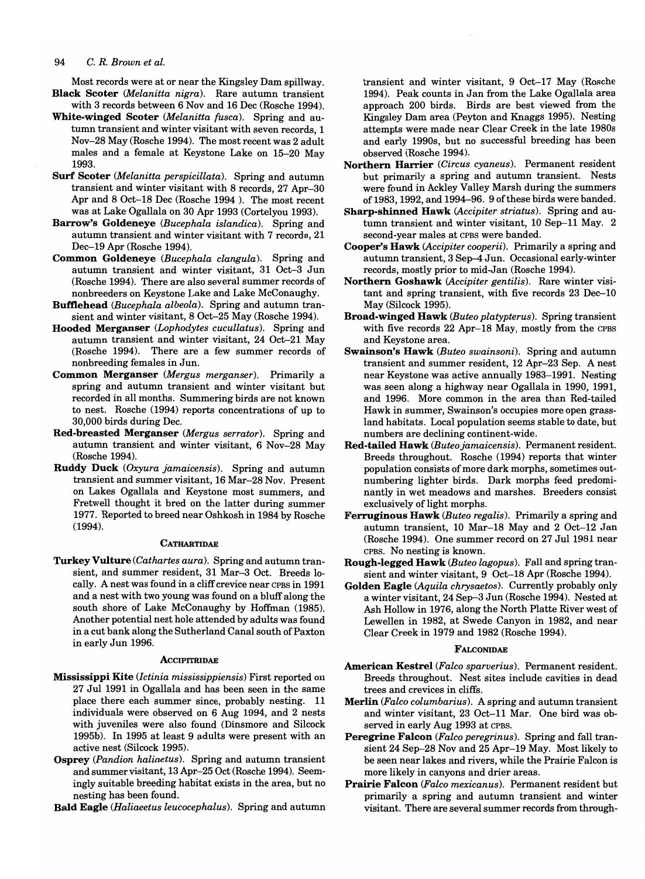Most records were at or near the Kingsley Dam spillway.

**Black Scoter** (*Melanitta nigra*). Rare autumn transient with 3 records between 6 Nov and 16 Dec (Rosche 1994).

**White-winged Scoter** (*Melanitta fusca*). Spring and autumn transient and winter visitant with seven records, 1 Nov–28 May (Rosche 1994). The most recent was 2 adult males and a female at Keystone Lake on 15–20 May 1993.

**Surf Scoter** (*Melanitta perspicillata*). Spring and autumn transient and winter visitant with 8 records, 27 Apr–30 Apr and 8 Oct–18 Dec (Rosche 1994 ). The most recent was at Lake Ogallala on 30 Apr 1993 (Cortelyou 1993).

**Barrow's Goldeneye** (*Bucephala islandica*). Spring and autumn transient and winter visitant with 7 records, 21 Dec–19 Apr (Rosche 1994).

**Common Goldeneye** (*Bucephala clangula*). Spring and autumn transient and winter visitant, 31 Oct–3 Jun (Rosche 1994). There are also several summer records of nonbreeders on Keystone Lake and Lake McConaughy.

**Bufflehead** (*Bucephala albeola*). Spring and autumn transient and winter visitant, 8 Oct–25 May (Rosche 1994).

**Hooded Merganser** (*Lophodytes cucullatus*). Spring and autumn transient and winter visitant, 24 Oct–21 May (Rosche 1994). There are a few summer records of nonbreeding females in Jun.

**Common Merganser** (*Mergus merganser*). Primarily a spring and autumn transient and winter visitant but recorded in all months. Summering birds are not known to nest. Rosche (1994) reports concentrations of up to 30,000 birds during Dec.

**Red-breasted Merganser** (*Mergus serrator*). Spring and autumn transient and winter visitant, 6 Nov–28 May (Rosche 1994).

**Ruddy Duck** (*Oxyura jamaicensis*). Spring and autumn transient and summer visitant, 16 Mar–28 Nov. Present on Lakes Ogallala and Keystone most summers, and Fretwell thought it bred on the latter during summer 1977. Reported to breed near Oshkosh in 1984 by Rosche (1994).

### CATHARTIDAE

**Turkey Vulture** (*Cathartes aura*). Spring and autumn transient, and summer resident, 31 Mar–3 Oct. Breeds locally. A nest was found in a cliff crevice near CPBS in 1991 and a nest with two young was found on a bluff along the south shore of Lake McConaughy by Hoffman (1985). Another potential nest hole attended by adults was found in a cut bank along the Sutherland Canal south of Paxton in early Jun 1996.

### ACCIPITRIDAE

**Mississippi Kite** (*Ictinia mississippiensis*) First reported on 27 Jul 1991 in Ogallala and has been seen in the same place there each summer since, probably nesting. 11 individuals were observed on 6 Aug 1994, and 2 nests with juveniles were also found (Dinsmore and Silcock 1995b). In 1995 at least 9 adults were present with an active nest (Silcock 1995).

**Osprey** (*Pandion haliaetus*). Spring and autumn transient and summer visitant, 13 Apr–25 Oct (Rosche 1994). Seemingly suitable breeding habitat exists in the area, but no nesting has been found.

**Bald Eagle** (*Haliaeetus leucocephalus*). Spring and autumn transient and winter visitant, 9 Oct–17 May (Rosche 1994). Peak counts in Jan from the Lake Ogallala area approach 200 birds. Birds are best viewed from the Kingsley Dam area (Peyton and Knaggs 1995). Nesting attempts were made near Clear Creek in the late 1980s and early 1990s, but no successful breeding has been observed (Rosche 1994).

**Northern Harrier** (*Circus cyaneus*). Permanent resident but primarily a spring and autumn transient. Nests were found in Ackley Valley Marsh during the summers of 1983, 1992, and 1994–96. 9 of these birds were banded.

**Sharp-shinned Hawk** (*Accipiter striatus*). Spring and autumn transient and winter visitant, 10 Sep–11 May. 2 second-year males at CPBS were banded.

**Cooper's Hawk** (*Accipiter cooperii*). Primarily a spring and autumn transient, 3 Sep–4 Jun. Occasional early-winter records, mostly prior to mid-Jan (Rosche 1994).

**Northern Goshawk** (*Accipiter gentilis*). Rare winter visitant and spring transient, with five records 23 Dec–10 May (Silcock 1995).

**Broad-winged Hawk** (*Buteo platypterus*). Spring transient with five records 22 Apr–18 May, mostly from the CPBS and Keystone area.

**Swainson's Hawk** (*Buteo swainsoni*). Spring and autumn transient and summer resident, 12 Apr–23 Sep. A nest near Keystone was active annually 1983–1991. Nesting was seen along a highway near Ogallala in 1990, 1991, and 1996. More common in the area than Red-tailed Hawk in summer, Swainson's occupies more open grassland habitats. Local population seems stable to date, but numbers are declining continent-wide.

**Red-tailed Hawk** (*Buteo jamaicensis*). Permanent resident. Breeds throughout. Rosche (1994) reports that winter population consists of more dark morphs, sometimes outnumbering lighter birds. Dark morphs feed predominantly in wet meadows and marshes. Breeders consist exclusively of light morphs.

**Ferruginous Hawk** (*Buteo regalis*). Primarily a spring and autumn transient, 10 Mar–18 May and 2 Oct–12 Jan (Rosche 1994). One summer record on 27 Jul 1981 near CPBS. No nesting is known.

**Rough-legged Hawk** (*Buteo lagopus*). Fall and spring transient and winter visitant, 9 Oct–18 Apr (Rosche 1994).

**Golden Eagle** (*Aquila chrysaetos*). Currently probably only a winter visitant, 24 Sep–3 Jun (Rosche 1994). Nested at Ash Hollow in 1976, along the North Platte River west of Lewellen in 1982, at Swede Canyon in 1982, and near Clear Creek in 1979 and 1982 (Rosche 1994).

### FALCONIDAE

**American Kestrel** (*Falco sparverius*). Permanent resident. Breeds throughout. Nest sites include cavities in dead trees and crevices in cliffs.

**Merlin** (*Falco columbarius*). A spring and autumn transient and winter visitant, 23 Oct–11 Mar. One bird was observed in early Aug 1993 at CPBS.

**Peregrine Falcon** (*Falco peregrinus*). Spring and fall transient 24 Sep–28 Nov and 25 Apr–19 May. Most likely to be seen near lakes and rivers, while the Prairie Falcon is more likely in canyons and drier areas.

**Prairie Falcon** (*Falco mexicanus*). Permanent resident but primarily a spring and autumn transient and winter visitant. There are several summer records from through-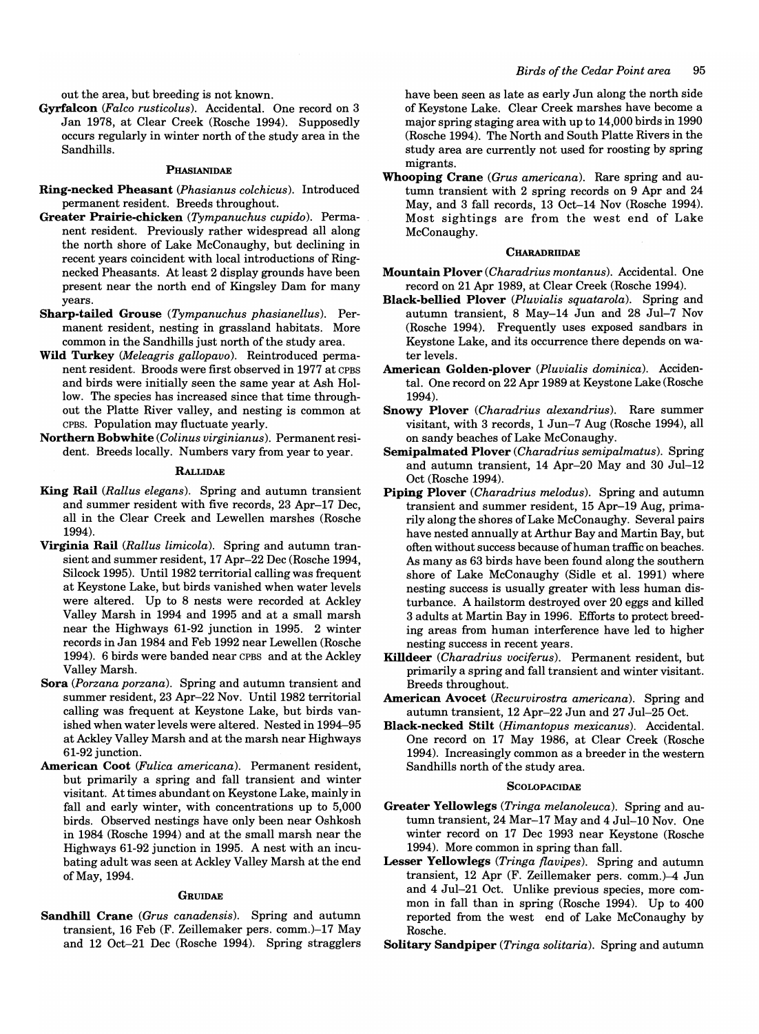out the area, but breeding is not known.

**Gyrfalcon** (*Falco rusticolus*). Accidental. One record on 3 Jan 1978, at Clear Creek (Rosche 1994). Supposedly occurs regularly in winter north of the study area in the Sandhills.

### Phasianidae

**Ring-necked Pheasant** (*Phasianus colchicus*). Introduced permanent resident. Breeds throughout.

**Greater Prairie-chicken** (*Tympanuchus cupido*). Permanent resident. Previously rather widespread all along the north shore of Lake McConaughy, but declining in recent years coincident with local introductions of Ring-necked Pheasants. At least 2 display grounds have been present near the north end of Kingsley Dam for many years.

**Sharp-tailed Grouse** (*Tympanuchus phasianellus*). Permanent resident, nesting in grassland habitats. More common in the Sandhills just north of the study area.

**Wild Turkey** (*Meleagris gallopavo*). Reintroduced permanent resident. Broods were first observed in 1977 at CPBS and birds were initially seen the same year at Ash Hollow. The species has increased since that time throughout the Platte River valley, and nesting is common at CPBS. Population may fluctuate yearly.

**Northern Bobwhite** (*Colinus virginianus*). Permanent resident. Breeds locally. Numbers vary from year to year.

### Rallidae

**King Rail** (*Rallus elegans*). Spring and autumn transient and summer resident with five records, 23 Apr–17 Dec, all in the Clear Creek and Lewellen marshes (Rosche 1994).

**Virginia Rail** (*Rallus limicola*). Spring and autumn transient and summer resident, 17 Apr–22 Dec (Rosche 1994, Silcock 1995). Until 1982 territorial calling was frequent at Keystone Lake, but birds vanished when water levels were altered. Up to 8 nests were recorded at Ackley Valley Marsh in 1994 and 1995 and at a small marsh near the Highways 61-92 junction in 1995. 2 winter records in Jan 1984 and Feb 1992 near Lewellen (Rosche 1994). 6 birds were banded near CPBS and at the Ackley Valley Marsh.

**Sora** (*Porzana porzana*). Spring and autumn transient and summer resident, 23 Apr–22 Nov. Until 1982 territorial calling was frequent at Keystone Lake, but birds vanished when water levels were altered. Nested in 1994–95 at Ackley Valley Marsh and at the marsh near Highways 61-92 junction.

**American Coot** (*Fulica americana*). Permanent resident, but primarily a spring and fall transient and winter visitant. At times abundant on Keystone Lake, mainly in fall and early winter, with concentrations up to 5,000 birds. Observed nestings have only been near Oshkosh in 1984 (Rosche 1994) and at the small marsh near the Highways 61-92 junction in 1995. A nest with an incubating adult was seen at Ackley Valley Marsh at the end of May, 1994.

### Gruidae

**Sandhill Crane** (*Grus canadensis*). Spring and autumn transient, 16 Feb (F. Zeillemaker pers. comm.)–17 May and 12 Oct–21 Dec (Rosche 1994). Spring stragglers have been seen as late as early Jun along the north side of Keystone Lake. Clear Creek marshes have become a major spring staging area with up to 14,000 birds in 1990 (Rosche 1994). The North and South Platte Rivers in the study area are currently not used for roosting by spring migrants.

**Whooping Crane** (*Grus americana*). Rare spring and autumn transient with 2 spring records on 9 Apr and 24 May, and 3 fall records, 13 Oct–14 Nov (Rosche 1994). Most sightings are from the west end of Lake McConaughy.

### Charadriidae

**Mountain Plover** (*Charadrius montanus*). Accidental. One record on 21 Apr 1989, at Clear Creek (Rosche 1994).

**Black-bellied Plover** (*Pluvialis squatarola*). Spring and autumn transient, 8 May–14 Jun and 28 Jul–7 Nov (Rosche 1994). Frequently uses exposed sandbars in Keystone Lake, and its occurrence there depends on water levels.

**American Golden-plover** (*Pluvialis dominica*). Accidental. One record on 22 Apr 1989 at Keystone Lake (Rosche 1994).

**Snowy Plover** (*Charadrius alexandrius*). Rare summer visitant, with 3 records, 1 Jun–7 Aug (Rosche 1994), all on sandy beaches of Lake McConaughy.

**Semipalmated Plover** (*Charadrius semipalmatus*). Spring and autumn transient, 14 Apr–20 May and 30 Jul–12 Oct (Rosche 1994).

**Piping Plover** (*Charadrius melodus*). Spring and autumn transient and summer resident, 15 Apr–19 Aug, primarily along the shores of Lake McConaughy. Several pairs have nested annually at Arthur Bay and Martin Bay, but often without success because of human traffic on beaches. As many as 63 birds have been found along the southern shore of Lake McConaughy (Sidle et al. 1991) where nesting success is usually greater with less human disturbance. A hailstorm destroyed over 20 eggs and killed 3 adults at Martin Bay in 1996. Efforts to protect breeding areas from human interference have led to higher nesting success in recent years.

**Killdeer** (*Charadrius vociferus*). Permanent resident, but primarily a spring and fall transient and winter visitant. Breeds throughout.

**American Avocet** (*Recurvirostra americana*). Spring and autumn transient, 12 Apr–22 Jun and 27 Jul–25 Oct.

**Black-necked Stilt** (*Himantopus mexicanus*). Accidental. One record on 17 May 1986, at Clear Creek (Rosche 1994). Increasingly common as a breeder in the western Sandhills north of the study area.

### Scolopacidae

**Greater Yellowlegs** (*Tringa melanoleuca*). Spring and autumn transient, 24 Mar–17 May and 4 Jul–10 Nov. One winter record on 17 Dec 1993 near Keystone (Rosche 1994). More common in spring than fall.

**Lesser Yellowlegs** (*Tringa flavipes*). Spring and autumn transient, 12 Apr (F. Zeillemaker pers. comm.)–4 Jun and 4 Jul–21 Oct. Unlike previous species, more common in fall than in spring (Rosche 1994). Up to 400 reported from the west end of Lake McConaughy by Rosche.

**Solitary Sandpiper** (*Tringa solitaria*). Spring and autumn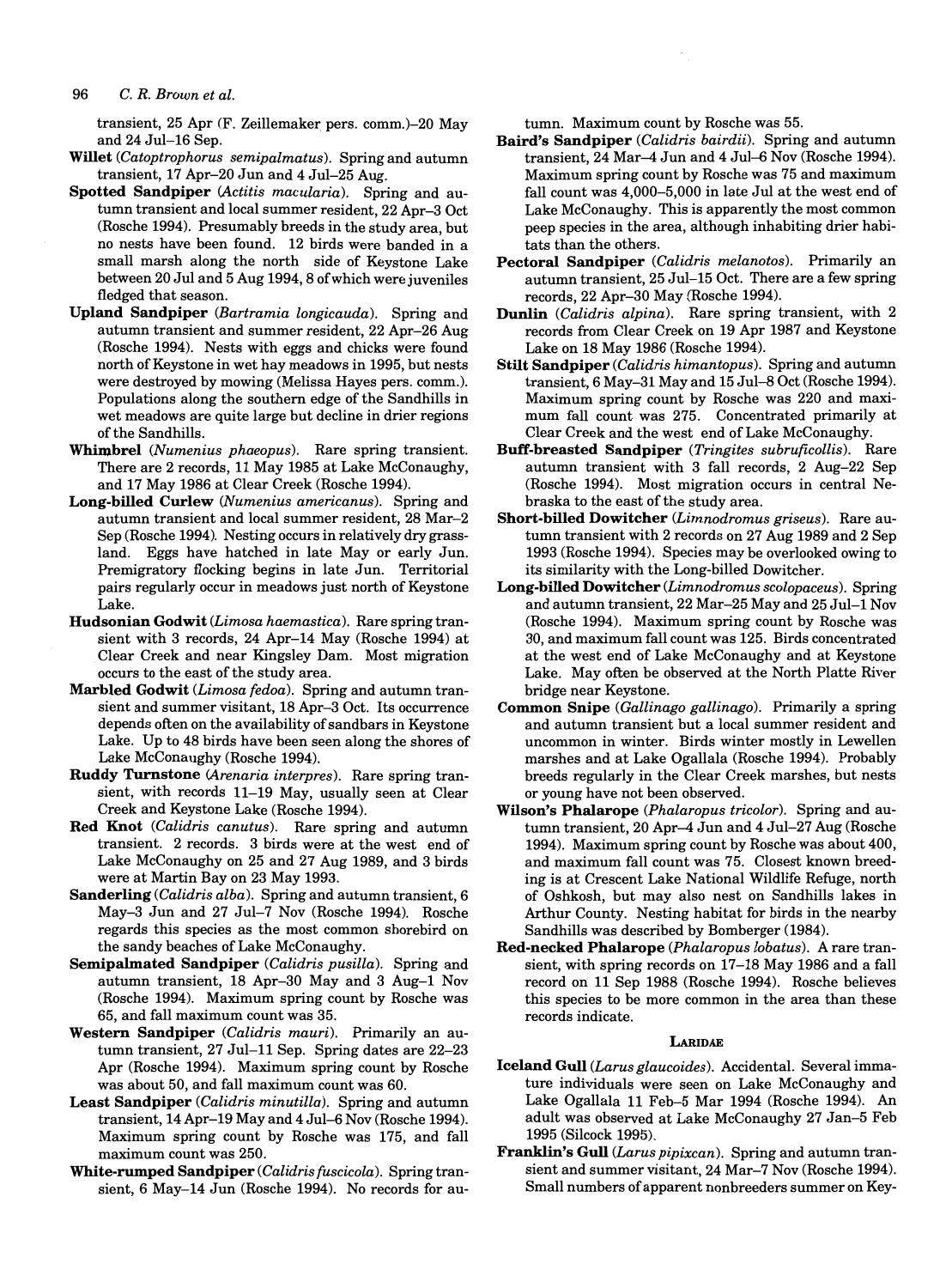transient, 25 Apr (F. Zeillemaker pers. comm.)–20 May and 24 Jul–16 Sep.

**Willet** (*Catoptrophorus semipalmatus*). Spring and autumn transient, 17 Apr–20 Jun and 4 Jul–25 Aug.

**Spotted Sandpiper** (*Actitis macularia*). Spring and autumn transient and local summer resident, 22 Apr–3 Oct (Rosche 1994). Presumably breeds in the study area, but no nests have been found. 12 birds were banded in a small marsh along the north side of Keystone Lake between 20 Jul and 5 Aug 1994, 8 of which were juveniles fledged that season.

**Upland Sandpiper** (*Bartramia longicauda*). Spring and autumn transient and summer resident, 22 Apr–26 Aug (Rosche 1994). Nests with eggs and chicks were found north of Keystone in wet hay meadows in 1995, but nests were destroyed by mowing (Melissa Hayes pers. comm.). Populations along the southern edge of the Sandhills in wet meadows are quite large but decline in drier regions of the Sandhills.

**Whimbrel** (*Numenius phaeopus*). Rare spring transient. There are 2 records, 11 May 1985 at Lake McConaughy, and 17 May 1986 at Clear Creek (Rosche 1994).

**Long-billed Curlew** (*Numenius americanus*). Spring and autumn transient and local summer resident, 28 Mar–2 Sep (Rosche 1994). Nesting occurs in relatively dry grassland. Eggs have hatched in late May or early Jun. Premigratory flocking begins in late Jun. Territorial pairs regularly occur in meadows just north of Keystone Lake.

**Hudsonian Godwit** (*Limosa haemastica*). Rare spring transient with 3 records, 24 Apr–14 May (Rosche 1994) at Clear Creek and near Kingsley Dam. Most migration occurs to the east of the study area.

**Marbled Godwit** (*Limosa fedoa*). Spring and autumn transient and summer visitant, 18 Apr–3 Oct. Its occurrence depends often on the availability of sandbars in Keystone Lake. Up to 48 birds have been seen along the shores of Lake McConaughy (Rosche 1994).

**Ruddy Turnstone** (*Arenaria interpres*). Rare spring transient, with records 11–19 May, usually seen at Clear Creek and Keystone Lake (Rosche 1994).

**Red Knot** (*Calidris canutus*). Rare spring and autumn transient. 2 records. 3 birds were at the west end of Lake McConaughy on 25 and 27 Aug 1989, and 3 birds were at Martin Bay on 23 May 1993.

**Sanderling** (*Calidris alba*). Spring and autumn transient, 6 May–3 Jun and 27 Jul–7 Nov (Rosche 1994). Rosche regards this species as the most common shorebird on the sandy beaches of Lake McConaughy.

**Semipalmated Sandpiper** (*Calidris pusilla*). Spring and autumn transient, 18 Apr–30 May and 3 Aug–1 Nov (Rosche 1994). Maximum spring count by Rosche was 65, and fall maximum count was 35.

**Western Sandpiper** (*Calidris mauri*). Primarily an autumn transient, 27 Jul–11 Sep. Spring dates are 22–23 Apr (Rosche 1994). Maximum spring count by Rosche was about 50, and fall maximum count was 60.

**Least Sandpiper** (*Calidris minutilla*). Spring and autumn transient, 14 Apr–19 May and 4 Jul–6 Nov (Rosche 1994). Maximum spring count by Rosche was 175, and fall maximum count was 250.

**White-rumped Sandpiper** (*Calidris fuscicola*). Spring transient, 6 May–14 Jun (Rosche 1994). No records for autumn. Maximum count by Rosche was 55.

**Baird's Sandpiper** (*Calidris bairdii*). Spring and autumn transient, 24 Mar–4 Jun and 4 Jul–6 Nov (Rosche 1994). Maximum spring count by Rosche was 75 and maximum fall count was 4,000–5,000 in late Jul at the west end of Lake McConaughy. This is apparently the most common peep species in the area, although inhabiting drier habitats than the others.

**Pectoral Sandpiper** (*Calidris melanotos*). Primarily an autumn transient, 25 Jul–15 Oct. There are a few spring records, 22 Apr–30 May (Rosche 1994).

**Dunlin** (*Calidris alpina*). Rare spring transient, with 2 records from Clear Creek on 19 Apr 1987 and Keystone Lake on 18 May 1986 (Rosche 1994).

**Stilt Sandpiper** (*Calidris himantopus*). Spring and autumn transient, 6 May–31 May and 15 Jul–8 Oct (Rosche 1994). Maximum spring count by Rosche was 220 and maximum fall count was 275. Concentrated primarily at Clear Creek and the west end of Lake McConaughy.

**Buff-breasted Sandpiper** (*Tringites subruficollis*). Rare autumn transient with 3 fall records, 2 Aug–22 Sep (Rosche 1994). Most migration occurs in central Nebraska to the east of the study area.

**Short-billed Dowitcher** (*Limnodromus griseus*). Rare autumn transient with 2 records on 27 Aug 1989 and 2 Sep 1993 (Rosche 1994). Species may be overlooked owing to its similarity with the Long-billed Dowitcher.

**Long-billed Dowitcher** (*Limnodromus scolopaceus*). Spring and autumn transient, 22 Mar–25 May and 25 Jul–1 Nov (Rosche 1994). Maximum spring count by Rosche was 30, and maximum fall count was 125. Birds concentrated at the west end of Lake McConaughy and at Keystone Lake. May often be observed at the North Platte River bridge near Keystone.

**Common Snipe** (*Gallinago gallinago*). Primarily a spring and autumn transient but a local summer resident and uncommon in winter. Birds winter mostly in Lewellen marshes and at Lake Ogallala (Rosche 1994). Probably breeds regularly in the Clear Creek marshes, but nests or young have not been observed.

**Wilson's Phalarope** (*Phalaropus tricolor*). Spring and autumn transient, 20 Apr–4 Jun and 4 Jul–27 Aug (Rosche 1994). Maximum spring count by Rosche was about 400, and maximum fall count was 75. Closest known breeding is at Crescent Lake National Wildlife Refuge, north of Oshkosh, but may also nest on Sandhills lakes in Arthur County. Nesting habitat for birds in the nearby Sandhills was described by Bomberger (1984).

**Red-necked Phalarope** (*Phalaropus lobatus*). A rare transient, with spring records on 17–18 May 1986 and a fall record on 11 Sep 1988 (Rosche 1994). Rosche believes this species to be more common in the area than these records indicate.

### LARIDAE

**Iceland Gull** (*Larus glaucoides*). Accidental. Several immature individuals were seen on Lake McConaughy and Lake Ogallala 11 Feb–5 Mar 1994 (Rosche 1994). An adult was observed at Lake McConaughy 27 Jan–5 Feb 1995 (Silcock 1995).

**Franklin's Gull** (*Larus pipixcan*). Spring and autumn transient and summer visitant, 24 Mar–7 Nov (Rosche 1994). Small numbers of apparent nonbreeders summer on Key-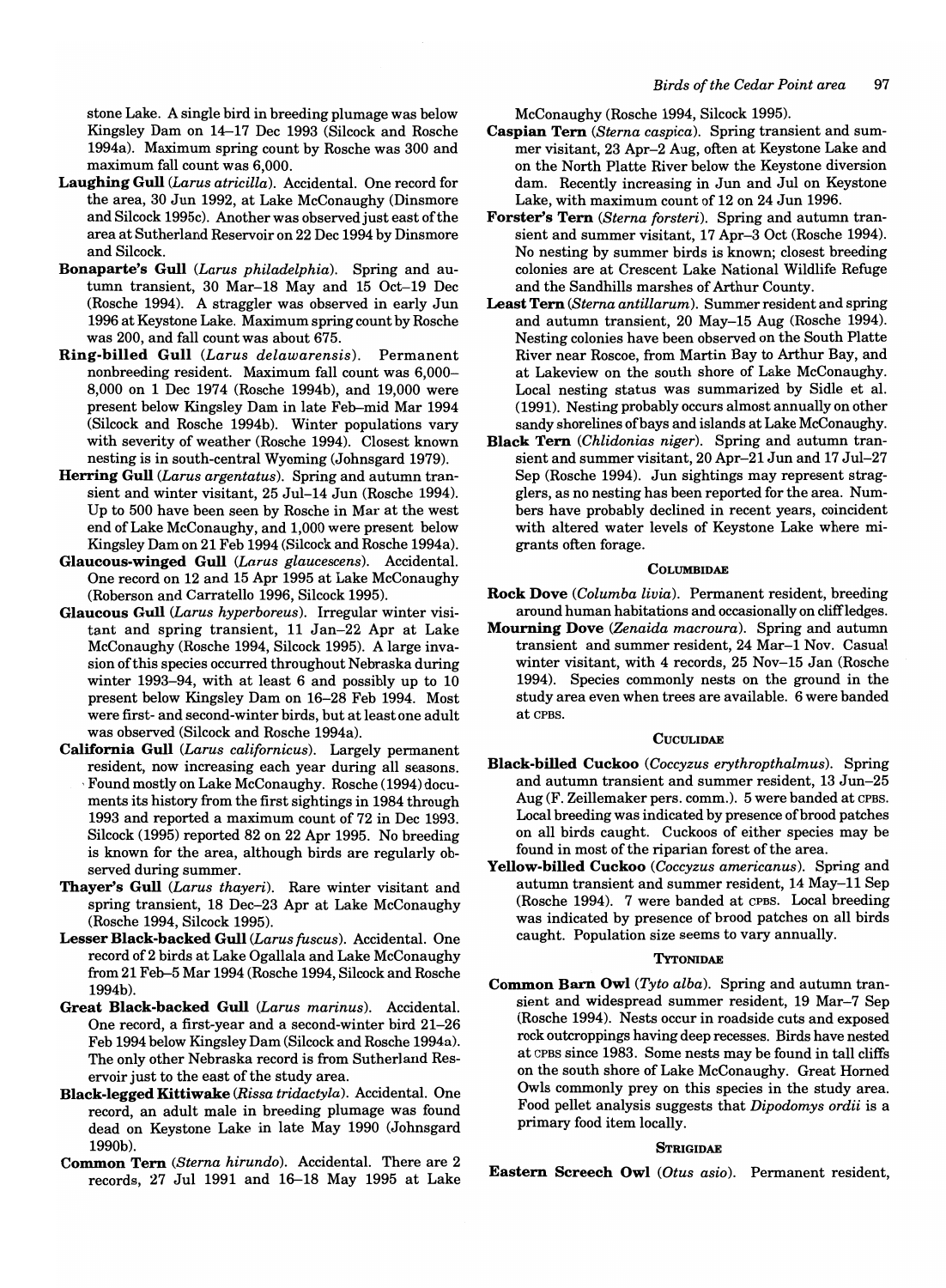stone Lake. A single bird in breeding plumage was below Kingsley Dam on 14–17 Dec 1993 (Silcock and Rosche 1994a). Maximum spring count by Rosche was 300 and maximum fall count was 6,000.

**Laughing Gull** (*Larus atricilla*). Accidental. One record for the area, 30 Jun 1992, at Lake McConaughy (Dinsmore and Silcock 1995c). Another was observed just east of the area at Sutherland Reservoir on 22 Dec 1994 by Dinsmore and Silcock.

**Bonaparte's Gull** (*Larus philadelphia*). Spring and autumn transient, 30 Mar–18 May and 15 Oct–19 Dec (Rosche 1994). A straggler was observed in early Jun 1996 at Keystone Lake. Maximum spring count by Rosche was 200, and fall count was about 675.

**Ring-billed Gull** (*Larus delawarensis*). Permanent nonbreeding resident. Maximum fall count was 6,000–8,000 on 1 Dec 1974 (Rosche 1994b), and 19,000 were present below Kingsley Dam in late Feb–mid Mar 1994 (Silcock and Rosche 1994b). Winter populations vary with severity of weather (Rosche 1994). Closest known nesting is in south-central Wyoming (Johnsgard 1979).

**Herring Gull** (*Larus argentatus*). Spring and autumn transient and winter visitant, 25 Jul–14 Jun (Rosche 1994). Up to 500 have been seen by Rosche in Mar at the west end of Lake McConaughy, and 1,000 were present below Kingsley Dam on 21 Feb 1994 (Silcock and Rosche 1994a).

**Glaucous-winged Gull** (*Larus glaucescens*). Accidental. One record on 12 and 15 Apr 1995 at Lake McConaughy (Roberson and Carratello 1996, Silcock 1995).

**Glaucous Gull** (*Larus hyperboreus*). Irregular winter visitant and spring transient, 11 Jan–22 Apr at Lake McConaughy (Rosche 1994, Silcock 1995). A large invasion of this species occurred throughout Nebraska during winter 1993–94, with at least 6 and possibly up to 10 present below Kingsley Dam on 16–28 Feb 1994. Most were first- and second-winter birds, but at least one adult was observed (Silcock and Rosche 1994a).

**California Gull** (*Larus californicus*). Largely permanent resident, now increasing each year during all seasons. Found mostly on Lake McConaughy. Rosche (1994) documents its history from the first sightings in 1984 through 1993 and reported a maximum count of 72 in Dec 1993. Silcock (1995) reported 82 on 22 Apr 1995. No breeding is known for the area, although birds are regularly observed during summer.

**Thayer's Gull** (*Larus thayeri*). Rare winter visitant and spring transient, 18 Dec–23 Apr at Lake McConaughy (Rosche 1994, Silcock 1995).

**Lesser Black-backed Gull** (*Larus fuscus*). Accidental. One record of 2 birds at Lake Ogallala and Lake McConaughy from 21 Feb–5 Mar 1994 (Rosche 1994, Silcock and Rosche 1994b).

**Great Black-backed Gull** (*Larus marinus*). Accidental. One record, a first-year and a second-winter bird 21–26 Feb 1994 below Kingsley Dam (Silcock and Rosche 1994a). The only other Nebraska record is from Sutherland Reservoir just to the east of the study area.

**Black-legged Kittiwake** (*Rissa tridactyla*). Accidental. One record, an adult male in breeding plumage was found dead on Keystone Lake in late May 1990 (Johnsgard 1990b).

**Common Tern** (*Sterna hirundo*). Accidental. There are 2 records, 27 Jul 1991 and 16–18 May 1995 at Lake McConaughy (Rosche 1994, Silcock 1995).

**Caspian Tern** (*Sterna caspica*). Spring transient and summer visitant, 23 Apr–2 Aug, often at Keystone Lake and on the North Platte River below the Keystone diversion dam. Recently increasing in Jun and Jul on Keystone Lake, with maximum count of 12 on 24 Jun 1996.

**Forster's Tern** (*Sterna forsteri*). Spring and autumn transient and summer visitant, 17 Apr–3 Oct (Rosche 1994). No nesting by summer birds is known; closest breeding colonies are at Crescent Lake National Wildlife Refuge and the Sandhills marshes of Arthur County.

**Least Tern** (*Sterna antillarum*). Summer resident and spring and autumn transient, 20 May–15 Aug (Rosche 1994). Nesting colonies have been observed on the South Platte River near Roscoe, from Martin Bay to Arthur Bay, and at Lakeview on the south shore of Lake McConaughy. Local nesting status was summarized by Sidle et al. (1991). Nesting probably occurs almost annually on other sandy shorelines of bays and islands at Lake McConaughy.

**Black Tern** (*Chlidonias niger*). Spring and autumn transient and summer visitant, 20 Apr–21 Jun and 17 Jul–27 Sep (Rosche 1994). Jun sightings may represent stragglers, as no nesting has been reported for the area. Numbers have probably declined in recent years, coincident with altered water levels of Keystone Lake where migrants often forage.

### COLUMBIDAE

**Rock Dove** (*Columba livia*). Permanent resident, breeding around human habitations and occasionally on cliff ledges.

**Mourning Dove** (*Zenaida macroura*). Spring and autumn transient and summer resident, 24 Mar–1 Nov. Casual winter visitant, with 4 records, 25 Nov–15 Jan (Rosche 1994). Species commonly nests on the ground in the study area even when trees are available. 6 were banded at CPBS.

### CUCULIDAE

**Black-billed Cuckoo** (*Coccyzus erythropthalmus*). Spring and autumn transient and summer resident, 13 Jun–25 Aug (F. Zeillemaker pers. comm.). 5 were banded at CPBS. Local breeding was indicated by presence of brood patches on all birds caught. Cuckoos of either species may be found in most of the riparian forest of the area.

**Yellow-billed Cuckoo** (*Coccyzus americanus*). Spring and autumn transient and summer resident, 14 May–11 Sep (Rosche 1994). 7 were banded at CPBS. Local breeding was indicated by presence of brood patches on all birds caught. Population size seems to vary annually.

### TYTONIDAE

**Common Barn Owl** (*Tyto alba*). Spring and autumn transient and widespread summer resident, 19 Mar–7 Sep (Rosche 1994). Nests occur in roadside cuts and exposed rock outcroppings having deep recesses. Birds have nested at CPBS since 1983. Some nests may be found in tall cliffs on the south shore of Lake McConaughy. Great Horned Owls commonly prey on this species in the study area. Food pellet analysis suggests that *Dipodomys ordii* is a primary food item locally.

### STRIGIDAE

**Eastern Screech Owl** (*Otus asio*). Permanent resident,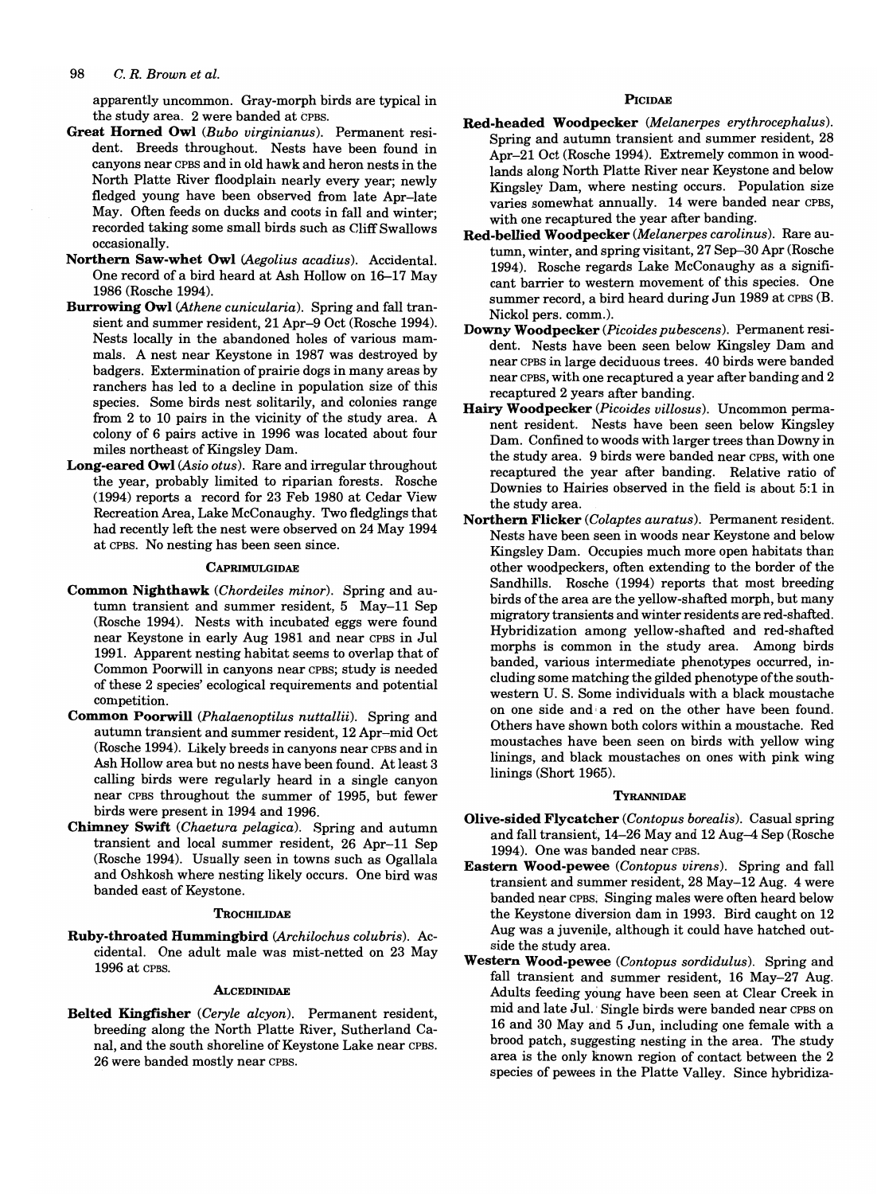apparently uncommon. Gray-morph birds are typical in the study area. 2 were banded at CPBS.

**Great Horned Owl** (*Bubo virginianus*). Permanent resident. Breeds throughout. Nests have been found in canyons near CPBS and in old hawk and heron nests in the North Platte River floodplain nearly every year; newly fledged young have been observed from late Apr–late May. Often feeds on ducks and coots in fall and winter; recorded taking some small birds such as Cliff Swallows occasionally.

**Northern Saw-whet Owl** (*Aegolius acadius*). Accidental. One record of a bird heard at Ash Hollow on 16–17 May 1986 (Rosche 1994).

**Burrowing Owl** (*Athene cunicularia*). Spring and fall transient and summer resident, 21 Apr–9 Oct (Rosche 1994). Nests locally in the abandoned holes of various mammals. A nest near Keystone in 1987 was destroyed by badgers. Extermination of prairie dogs in many areas by ranchers has led to a decline in population size of this species. Some birds nest solitarily, and colonies range from 2 to 10 pairs in the vicinity of the study area. A colony of 6 pairs active in 1996 was located about four miles northeast of Kingsley Dam.

**Long-eared Owl** (*Asio otus*). Rare and irregular throughout the year, probably limited to riparian forests. Rosche (1994) reports a record for 23 Feb 1980 at Cedar View Recreation Area, Lake McConaughy. Two fledglings that had recently left the nest were observed on 24 May 1994 at CPBS. No nesting has been seen since.

### CAPRIMULGIDAE

**Common Nighthawk** (*Chordeiles minor*). Spring and autumn transient and summer resident, 5 May–11 Sep (Rosche 1994). Nests with incubated eggs were found near Keystone in early Aug 1981 and near CPBS in Jul 1991. Apparent nesting habitat seems to overlap that of Common Poorwill in canyons near CPBS; study is needed of these 2 species' ecological requirements and potential competition.

**Common Poorwill** (*Phalaenoptilus nuttallii*). Spring and autumn transient and summer resident, 12 Apr–mid Oct (Rosche 1994). Likely breeds in canyons near CPBS and in Ash Hollow area but no nests have been found. At least 3 calling birds were regularly heard in a single canyon near CPBS throughout the summer of 1995, but fewer birds were present in 1994 and 1996.

**Chimney Swift** (*Chaetura pelagica*). Spring and autumn transient and local summer resident, 26 Apr–11 Sep (Rosche 1994). Usually seen in towns such as Ogallala and Oshkosh where nesting likely occurs. One bird was banded east of Keystone.

### TROCHILIDAE

**Ruby-throated Hummingbird** (*Archilochus colubris*). Accidental. One adult male was mist-netted on 23 May 1996 at CPBS.

### ALCEDINIDAE

**Belted Kingfisher** (*Ceryle alcyon*). Permanent resident, breeding along the North Platte River, Sutherland Canal, and the south shoreline of Keystone Lake near CPBS. 26 were banded mostly near CPBS.

### PICIDAE

**Red-headed Woodpecker** (*Melanerpes erythrocephalus*). Spring and autumn transient and summer resident, 28 Apr–21 Oct (Rosche 1994). Extremely common in woodlands along North Platte River near Keystone and below Kingsley Dam, where nesting occurs. Population size varies somewhat annually. 14 were banded near CPBS, with one recaptured the year after banding.

**Red-bellied Woodpecker** (*Melanerpes carolinus*). Rare autumn, winter, and spring visitant, 27 Sep–30 Apr (Rosche 1994). Rosche regards Lake McConaughy as a significant barrier to western movement of this species. One summer record, a bird heard during Jun 1989 at CPBS (B. Nickol pers. comm.).

**Downy Woodpecker** (*Picoides pubescens*). Permanent resident. Nests have been seen below Kingsley Dam and near CPBS in large deciduous trees. 40 birds were banded near CPBS, with one recaptured a year after banding and 2 recaptured 2 years after banding.

**Hairy Woodpecker** (*Picoides villosus*). Uncommon permanent resident. Nests have been seen below Kingsley Dam. Confined to woods with larger trees than Downy in the study area. 9 birds were banded near CPBS, with one recaptured the year after banding. Relative ratio of Downies to Hairies observed in the field is about 5:1 in the study area.

**Northern Flicker** (*Colaptes auratus*). Permanent resident. Nests have been seen in woods near Keystone and below Kingsley Dam. Occupies much more open habitats than other woodpeckers, often extending to the border of the Sandhills. Rosche (1994) reports that most breeding birds of the area are the yellow-shafted morph, but many migratory transients and winter residents are red-shafted. Hybridization among yellow-shafted and red-shafted morphs is common in the study area. Among birds banded, various intermediate phenotypes occurred, including some matching the gilded phenotype of the southwestern U. S. Some individuals with a black moustache on one side and a red on the other have been found. Others have shown both colors within a moustache. Red moustaches have been seen on birds with yellow wing linings, and black moustaches on ones with pink wing linings (Short 1965).

### TYRANNIDAE

**Olive-sided Flycatcher** (*Contopus borealis*). Casual spring and fall transient, 14–26 May and 12 Aug–4 Sep (Rosche 1994). One was banded near CPBS.

**Eastern Wood-pewee** (*Contopus virens*). Spring and fall transient and summer resident, 28 May–12 Aug. 4 were banded near CPBS. Singing males were often heard below the Keystone diversion dam in 1993. Bird caught on 12 Aug was a juvenile, although it could have hatched outside the study area.

**Western Wood-pewee** (*Contopus sordidulus*). Spring and fall transient and summer resident, 16 May–27 Aug. Adults feeding young have been seen at Clear Creek in mid and late Jul. Single birds were banded near CPBS on 16 and 30 May and 5 Jun, including one female with a brood patch, suggesting nesting in the area. The study area is the only known region of contact between the 2 species of pewees in the Platte Valley. Since hybridiza-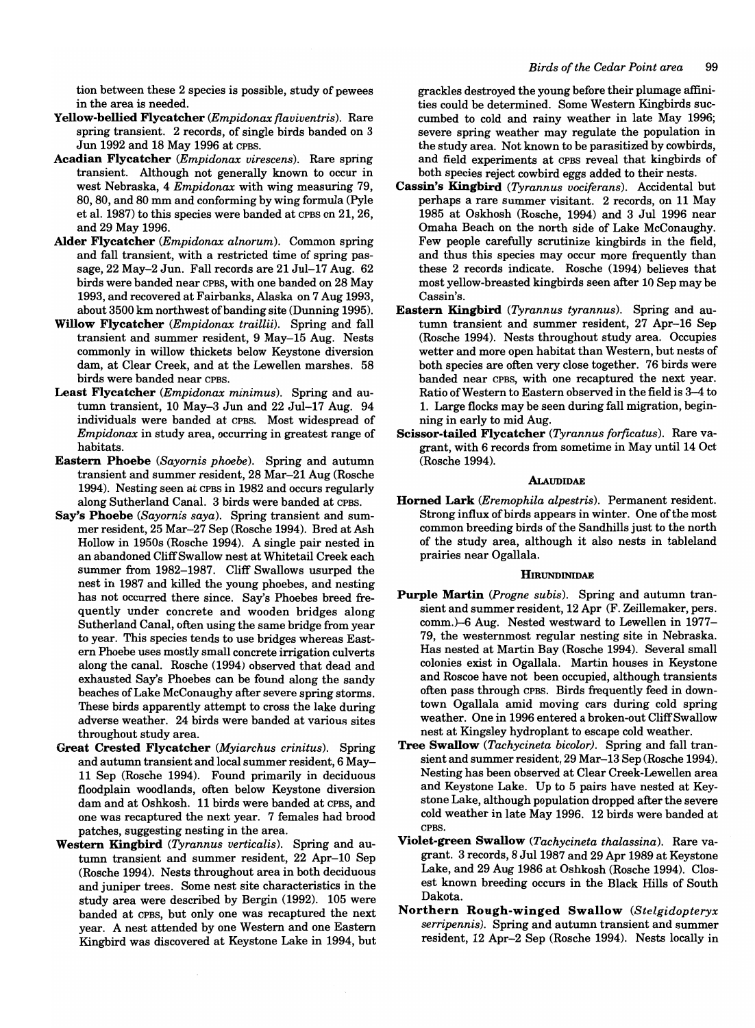tion between these 2 species is possible, study of pewees in the area is needed.

**Yellow-bellied Flycatcher** (*Empidonax flaviventris*). Rare spring transient. 2 records, of single birds banded on 3 Jun 1992 and 18 May 1996 at CPBS.

**Acadian Flycatcher** (*Empidonax virescens*). Rare spring transient. Although not generally known to occur in west Nebraska, 4 *Empidonax* with wing measuring 79, 80, 80, and 80 mm and conforming by wing formula (Pyle et al. 1987) to this species were banded at CPBS on 21, 26, and 29 May 1996.

**Alder Flycatcher** (*Empidonax alnorum*). Common spring and fall transient, with a restricted time of spring passage, 22 May–2 Jun. Fall records are 21 Jul–17 Aug. 62 birds were banded near CPBS, with one banded on 28 May 1993, and recovered at Fairbanks, Alaska on 7 Aug 1993, about 3500 km northwest of banding site (Dunning 1995).

**Willow Flycatcher** (*Empidonax traillii*). Spring and fall transient and summer resident, 9 May–15 Aug. Nests commonly in willow thickets below Keystone diversion dam, at Clear Creek, and at the Lewellen marshes. 58 birds were banded near CPBS.

**Least Flycatcher** (*Empidonax minimus*). Spring and autumn transient, 10 May–3 Jun and 22 Jul–17 Aug. 94 individuals were banded at CPBS. Most widespread of *Empidonax* in study area, occurring in greatest range of habitats.

**Eastern Phoebe** (*Sayornis phoebe*). Spring and autumn transient and summer resident, 28 Mar–21 Aug (Rosche 1994). Nesting seen at CPBS in 1982 and occurs regularly along Sutherland Canal. 3 birds were banded at CPBS.

**Say's Phoebe** (*Sayornis saya*). Spring transient and summer resident, 25 Mar–27 Sep (Rosche 1994). Bred at Ash Hollow in 1950s (Rosche 1994). A single pair nested in an abandoned Cliff Swallow nest at Whitetail Creek each summer from 1982–1987. Cliff Swallows usurped the nest in 1987 and killed the young phoebes, and nesting has not occurred there since. Say's Phoebes breed frequently under concrete and wooden bridges along Sutherland Canal, often using the same bridge from year to year. This species tends to use bridges whereas Eastern Phoebe uses mostly small concrete irrigation culverts along the canal. Rosche (1994) observed that dead and exhausted Say's Phoebes can be found along the sandy beaches of Lake McConaughy after severe spring storms. These birds apparently attempt to cross the lake during adverse weather. 24 birds were banded at various sites throughout study area.

**Great Crested Flycatcher** (*Myiarchus crinitus*). Spring and autumn transient and local summer resident, 6 May–11 Sep (Rosche 1994). Found primarily in deciduous floodplain woodlands, often below Keystone diversion dam and at Oshkosh. 11 birds were banded at CPBS, and one was recaptured the next year. 7 females had brood patches, suggesting nesting in the area.

**Western Kingbird** (*Tyrannus verticalis*). Spring and autumn transient and summer resident, 22 Apr–10 Sep (Rosche 1994). Nests throughout area in both deciduous and juniper trees. Some nest site characteristics in the study area were described by Bergin (1992). 105 were banded at CPBS, but only one was recaptured the next year. A nest attended by one Western and one Eastern Kingbird was discovered at Keystone Lake in 1994, but grackles destroyed the young before their plumage affinities could be determined. Some Western Kingbirds succumbed to cold and rainy weather in late May 1996; severe spring weather may regulate the population in the study area. Not known to be parasitized by cowbirds, and field experiments at CPBS reveal that kingbirds of both species reject cowbird eggs added to their nests.

**Cassin's Kingbird** (*Tyrannus vociferans*). Accidental but perhaps a rare summer visitant. 2 records, on 11 May 1985 at Oskhosh (Rosche, 1994) and 3 Jul 1996 near Omaha Beach on the north side of Lake McConaughy. Few people carefully scrutinize kingbirds in the field, and thus this species may occur more frequently than these 2 records indicate. Rosche (1994) believes that most yellow-breasted kingbirds seen after 10 Sep may be Cassin's.

**Eastern Kingbird** (*Tyrannus tyrannus*). Spring and autumn transient and summer resident, 27 Apr–16 Sep (Rosche 1994). Nests throughout study area. Occupies wetter and more open habitat than Western, but nests of both species are often very close together. 76 birds were banded near CPBS, with one recaptured the next year. Ratio of Western to Eastern observed in the field is 3–4 to 1. Large flocks may be seen during fall migration, beginning in early to mid Aug.

**Scissor-tailed Flycatcher** (*Tyrannus forficatus*). Rare vagrant, with 6 records from sometime in May until 14 Oct (Rosche 1994).

### ALAUDIDAE

**Horned Lark** (*Eremophila alpestris*). Permanent resident. Strong influx of birds appears in winter. One of the most common breeding birds of the Sandhills just to the north of the study area, although it also nests in tableland prairies near Ogallala.

### HIRUNDINIDAE

**Purple Martin** (*Progne subis*). Spring and autumn transient and summer resident, 12 Apr (F. Zeillemaker, pers. comm.)–6 Aug. Nested westward to Lewellen in 1977–79, the westernmost regular nesting site in Nebraska. Has nested at Martin Bay (Rosche 1994). Several small colonies exist in Ogallala. Martin houses in Keystone and Roscoe have not been occupied, although transients often pass through CPBS. Birds frequently feed in downtown Ogallala amid moving cars during cold spring weather. One in 1996 entered a broken-out Cliff Swallow nest at Kingsley hydroplant to escape cold weather.

**Tree Swallow** (*Tachycineta bicolor*). Spring and fall transient and summer resident, 29 Mar–13 Sep (Rosche 1994). Nesting has been observed at Clear Creek-Lewellen area and Keystone Lake. Up to 5 pairs have nested at Keystone Lake, although population dropped after the severe cold weather in late May 1996. 12 birds were banded at CPBS.

**Violet-green Swallow** (*Tachycineta thalassina*). Rare vagrant. 3 records, 8 Jul 1987 and 29 Apr 1989 at Keystone Lake, and 29 Aug 1986 at Oshkosh (Rosche 1994). Closest known breeding occurs in the Black Hills of South Dakota.

**Northern Rough-winged Swallow** (*Stelgidopteryx serripennis*). Spring and autumn transient and summer resident, 12 Apr–2 Sep (Rosche 1994). Nests locally in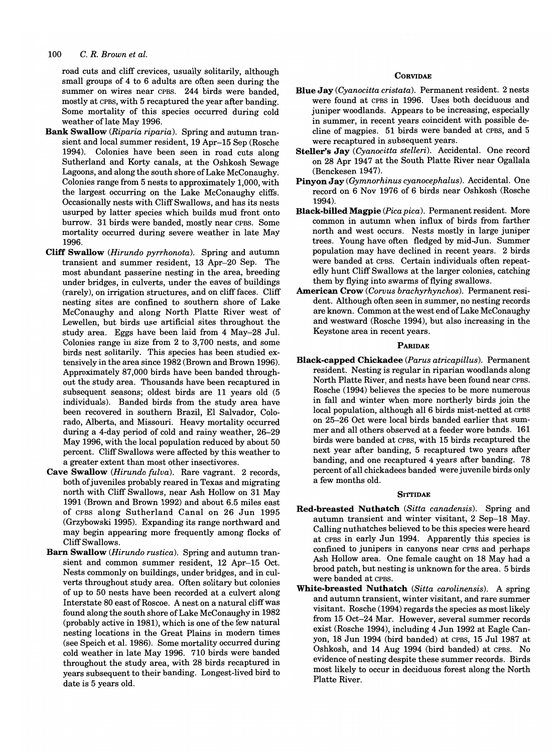road cuts and cliff crevices, usually solitarily, although small groups of 4 to 6 adults are often seen during the summer on wires near CPBS. 244 birds were banded, mostly at CPBS, with 5 recaptured the year after banding. Some mortality of this species occurred during cold weather of late May 1996.

**Bank Swallow** (*Riparia riparia*). Spring and autumn transient and local summer resident, 19 Apr–15 Sep (Rosche 1994). Colonies have been seen in road cuts along Sutherland and Korty canals, at the Oshkosh Sewage Lagoons, and along the south shore of Lake McConaughy. Colonies range from 5 nests to approximately 1,000, with the largest occurring on the Lake McConaughy cliffs. Occasionally nests with Cliff Swallows, and has its nests usurped by latter species which builds mud front onto burrow. 31 birds were banded, mostly near CPBS. Some mortality occurred during severe weather in late May 1996.

**Cliff Swallow** (*Hirundo pyrrhonota*). Spring and autumn transient and summer resident, 13 Apr–20 Sep. The most abundant passerine nesting in the area, breeding under bridges, in culverts, under the eaves of buildings (rarely), on irrigation structures, and on cliff faces. Cliff nesting sites are confined to southern shore of Lake McConaughy and along North Platte River west of Lewellen, but birds use artificial sites throughout the study area. Eggs have been laid from 4 May–28 Jul. Colonies range in size from 2 to 3,700 nests, and some birds nest solitarily. This species has been studied extensively in the area since 1982 (Brown and Brown 1996). Approximately 87,000 birds have been banded throughout the study area. Thousands have been recaptured in subsequent seasons; oldest birds are 11 years old (5 individuals). Banded birds from the study area have been recovered in southern Brazil, El Salvador, Colorado, Alberta, and Missouri. Heavy mortality occurred during a 4-day period of cold and rainy weather, 26–29 May 1996, with the local population reduced by about 50 percent. Cliff Swallows were affected by this weather to a greater extent than most other insectivores.

**Cave Swallow** (*Hirundo fulva*). Rare vagrant. 2 records, both of juveniles probably reared in Texas and migrating north with Cliff Swallows, near Ash Hollow on 31 May 1991 (Brown and Brown 1992) and about 6.5 miles east of CPBS along Sutherland Canal on 26 Jun 1995 (Grzybowski 1995). Expanding its range northward and may begin appearing more frequently among flocks of Cliff Swallows.

**Barn Swallow** (*Hirundo rustica*). Spring and autumn transient and common summer resident, 12 Apr–15 Oct. Nests commonly on buildings, under bridges, and in culverts throughout study area. Often solitary but colonies of up to 50 nests have been recorded at a culvert along Interstate 80 east of Roscoe. A nest on a natural cliff was found along the south shore of Lake McConaughy in 1982 (probably active in 1981), which is one of the few natural nesting locations in the Great Plains in modern times (see Speich et al. 1986). Some mortality occurred during cold weather in late May 1996. 710 birds were banded throughout the study area, with 28 birds recaptured in years subsequent to their banding. Longest-lived bird to date is 5 years old.

## Corvidae

**Blue Jay** (*Cyanocitta cristata*). Permanent resident. 2 nests were found at CPBS in 1996. Uses both deciduous and juniper woodlands. Appears to be increasing, especially in summer, in recent years coincident with possible decline of magpies. 51 birds were banded at CPBS, and 5 were recaptured in subsequent years.

**Steller's Jay** (*Cyanocitta stelleri*). Accidental. One record on 28 Apr 1947 at the South Platte River near Ogallala (Benckesen 1947).

**Pinyon Jay** (*Gymnorhinus cyanocephalus*). Accidental. One record on 6 Nov 1976 of 6 birds near Oshkosh (Rosche 1994).

**Black-billed Magpie** (*Pica pica*). Permanent resident. More common in autumn when influx of birds from farther north and west occurs. Nests mostly in large juniper trees. Young have often fledged by mid-Jun. Summer population may have declined in recent years. 2 birds were banded at CPBS. Certain individuals often repeatedly hunt Cliff Swallows at the larger colonies, catching them by flying into swarms of flying swallows.

**American Crow** (*Corvus brachyrhynchos*). Permanent resident. Although often seen in summer, no nesting records are known. Common at the west end of Lake McConaughy and westward (Rosche 1994), but also increasing in the Keystone area in recent years.

## Paridae

**Black-capped Chickadee** (*Parus atricapillus*). Permanent resident. Nesting is regular in riparian woodlands along North Platte River, and nests have been found near CPBS. Rosche (1994) believes the species to be more numerous in fall and winter when more northerly birds join the local population, although all 6 birds mist-netted at CPBS on 25–26 Oct were local birds banded earlier that summer and all others observed at a feeder wore bands. 161 birds were banded at CPBS, with 15 birds recaptured the next year after banding, 5 recaptured two years after banding, and one recaptured 4 years after banding. 78 percent of all chickadees banded were juvenile birds only a few months old.

## Sittidae

**Red-breasted Nuthatch** (*Sitta canadensis*). Spring and autumn transient and winter visitant, 2 Sep–18 May. Calling nuthatches believed to be this species were heard at CPBS in early Jun 1994. Apparently this species is confined to junipers in canyons near CPBS and perhaps Ash Hollow area. One female caught on 18 May had a brood patch, but nesting is unknown for the area. 5 birds were banded at CPBS.

**White-breasted Nuthatch** (*Sitta carolinensis*). A spring and autumn transient, winter visitant, and rare summer visitant. Rosche (1994) regards the species as most likely from 15 Oct–24 Mar. However, several summer records exist (Rosche 1994), including 4 Jun 1992 at Eagle Canyon, 18 Jun 1994 (bird banded) at CPBS, 15 Jul 1987 at Oshkosh, and 14 Aug 1994 (bird banded) at CPBS. No evidence of nesting despite these summer records. Birds most likely to occur in deciduous forest along the North Platte River.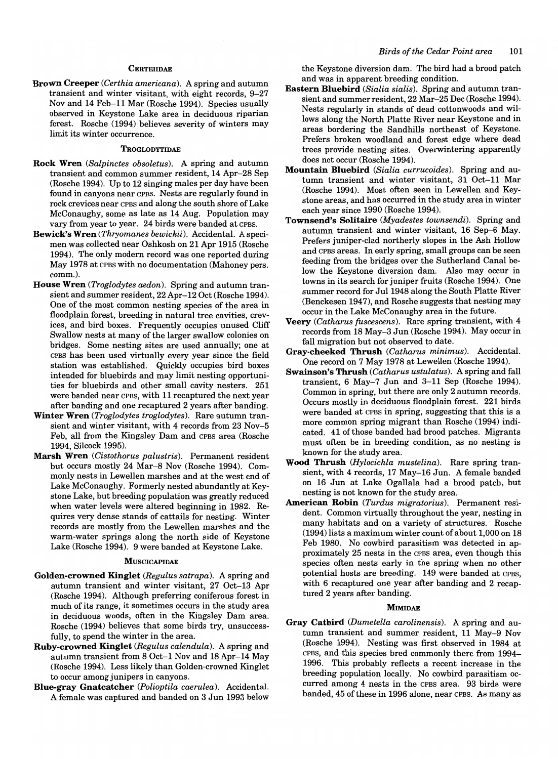## CERTHIIDAE

**Brown Creeper** (*Certhia americana*). A spring and autumn transient and winter visitant, with eight records, 9–27 Nov and 14 Feb–11 Mar (Rosche 1994). Species usually observed in Keystone Lake area in deciduous riparian forest. Rosche (1994) believes severity of winters may limit its winter occurrence.

## TROGLODYTIDAE

**Rock Wren** (*Salpinctes obsoletus*). A spring and autumn transient and common summer resident, 14 Apr–28 Sep (Rosche 1994). Up to 12 singing males per day have been found in canyons near CPBS. Nests are regularly found in rock crevices near CPBS and along the south shore of Lake McConaughy, some as late as 14 Aug. Population may vary from year to year. 24 birds were banded at CPBS.

**Bewick's Wren** (*Thryomanes bewickii*). Accidental. A specimen was collected near Oshkosh on 21 Apr 1915 (Rosche 1994). The only modern record was one reported during May 1978 at CPBS with no documentation (Mahoney pers. comm.).

**House Wren** (*Troglodytes aedon*). Spring and autumn transient and summer resident, 22 Apr–12 Oct (Rosche 1994). One of the most common nesting species of the area in floodplain forest, breeding in natural tree cavities, crevices, and bird boxes. Frequently occupies unused Cliff Swallow nests at many of the larger swallow colonies on bridges. Some nesting sites are used annually; one at CPBS has been used virtually every year since the field station was established. Quickly occupies bird boxes intended for bluebirds and may limit nesting opportunities for bluebirds and other small cavity nesters. 251 were banded near CPBS, with 11 recaptured the next year after banding and one recaptured 2 years after banding.

**Winter Wren** (*Troglodytes troglodytes*). Rare autumn transient and winter visitant, with 4 records from 23 Nov–5 Feb, all from the Kingsley Dam and CPBS area (Rosche 1994, Silcock 1995).

**Marsh Wren** (*Cistothorus palustris*). Permanent resident but occurs mostly 24 Mar–8 Nov (Rosche 1994). Commonly nests in Lewellen marshes and at the west end of Lake McConaughy. Formerly nested abundantly at Keystone Lake, but breeding population was greatly reduced when water levels were altered beginning in 1982. Requires very dense stands of cattails for nesting. Winter records are mostly from the Lewellen marshes and the warm-water springs along the north side of Keystone Lake (Rosche 1994). 9 were banded at Keystone Lake.

## MUSCICAPIDAE

**Golden-crowned Kinglet** (*Regulus satrapa*). A spring and autumn transient and winter visitant, 27 Oct–13 Apr (Rosche 1994). Although preferring coniferous forest in much of its range, it sometimes occurs in the study area in deciduous woods, often in the Kingsley Dam area. Rosche (1994) believes that some birds try, unsuccessfully, to spend the winter in the area.

**Ruby-crowned Kinglet** (*Regulus calendula*). A spring and autumn transient from 8 Oct–1 Nov and 18 Apr–14 May (Rosche 1994). Less likely than Golden-crowned Kinglet to occur among junipers in canyons.

**Blue-gray Gnatcatcher** (*Polioptila caerulea*). Accidental. A female was captured and banded on 3 Jun 1993 below the Keystone diversion dam. The bird had a brood patch and was in apparent breeding condition.

**Eastern Bluebird** (*Sialia sialis*). Spring and autumn transient and summer resident, 22 Mar–25 Dec (Rosche 1994). Nests regularly in stands of dead cottonwoods and willows along the North Platte River near Keystone and in areas bordering the Sandhills northeast of Keystone. Prefers broken woodland and forest edge where dead trees provide nesting sites. Overwintering apparently does not occur (Rosche 1994).

**Mountain Bluebird** (*Sialia currucoides*). Spring and autumn transient and winter visitant, 31 Oct–11 Mar (Rosche 1994). Most often seen in Lewellen and Keystone areas, and has occurred in the study area in winter each year since 1990 (Rosche 1994).

**Townsend's Solitaire** (*Myadestes townsendi*). Spring and autumn transient and winter visitant, 16 Sep–6 May. Prefers juniper-clad northerly slopes in the Ash Hollow and CPBS areas. In early spring, small groups can be seen feeding from the bridges over the Sutherland Canal below the Keystone diversion dam. Also may occur in towns in its search for juniper fruits (Rosche 1994). One summer record for Jul 1948 along the South Platte River (Benckesen 1947), and Rosche suggests that nesting may occur in the Lake McConaughy area in the future.

**Veery** (*Catharus fuscescens*). Rare spring transient, with 4 records from 18 May–3 Jun (Rosche 1994). May occur in fall migration but not observed to date.

**Gray-cheeked Thrush** (*Catharus minimus*). Accidental. One record on 7 May 1978 at Lewellen (Rosche 1994).

**Swainson's Thrush** (*Catharus ustulatus*). A spring and fall transient, 6 May–7 Jun and 3–11 Sep (Rosche 1994). Common in spring, but there are only 2 autumn records. Occurs mostly in deciduous floodplain forest. 221 birds were banded at CPBS in spring, suggesting that this is a more common spring migrant than Rosche (1994) indicated. 41 of those banded had brood patches. Migrants must often be in breeding condition, as no nesting is known for the study area.

**Wood Thrush** (*Hylocichla mustelina*). Rare spring transient, with 4 records, 17 May–16 Jun. A female banded on 16 Jun at Lake Ogallala had a brood patch, but nesting is not known for the study area.

**American Robin** (*Turdus migratorius*). Permanent resident. Common virtually throughout the year, nesting in many habitats and on a variety of structures. Rosche (1994) lists a maximum winter count of about 1,000 on 18 Feb 1980. No cowbird parasitism was detected in approximately 25 nests in the CPBS area, even though this species often nests early in the spring when no other potential hosts are breeding. 149 were banded at CPBS, with 6 recaptured one year after banding and 2 recaptured 2 years after banding.

## MIMIDAE

**Gray Catbird** (*Dumetella carolinensis*). A spring and autumn transient and summer resident, 11 May–9 Nov (Rosche 1994). Nesting was first observed in 1984 at CPBS, and this species bred commonly there from 1994–1996. This probably reflects a recent increase in the breeding population locally. No cowbird parasitism occurred among 4 nests in the CPBS area. 93 birds were banded, 45 of these in 1996 alone, near CPBS. As many as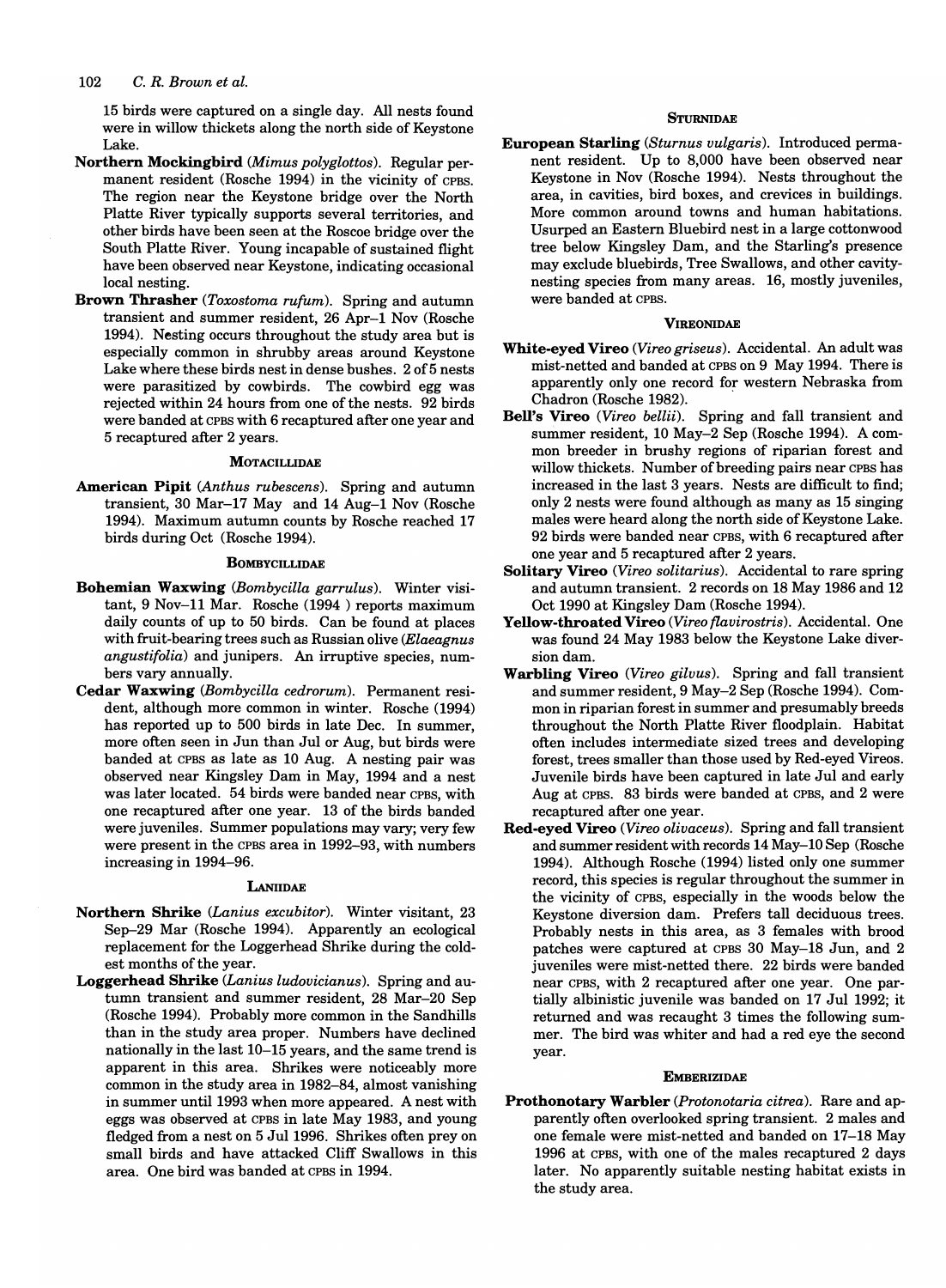15 birds were captured on a single day. All nests found were in willow thickets along the north side of Keystone Lake.

**Northern Mockingbird** (*Mimus polyglottos*). Regular permanent resident (Rosche 1994) in the vicinity of CPBS. The region near the Keystone bridge over the North Platte River typically supports several territories, and other birds have been seen at the Roscoe bridge over the South Platte River. Young incapable of sustained flight have been observed near Keystone, indicating occasional local nesting.

**Brown Thrasher** (*Toxostoma rufum*). Spring and autumn transient and summer resident, 26 Apr–1 Nov (Rosche 1994). Nesting occurs throughout the study area but is especially common in shrubby areas around Keystone Lake where these birds nest in dense bushes. 2 of 5 nests were parasitized by cowbirds. The cowbird egg was rejected within 24 hours from one of the nests. 92 birds were banded at CPBS with 6 recaptured after one year and 5 recaptured after 2 years.

### MOTACILLIDAE

**American Pipit** (*Anthus rubescens*). Spring and autumn transient, 30 Mar–17 May and 14 Aug–1 Nov (Rosche 1994). Maximum autumn counts by Rosche reached 17 birds during Oct (Rosche 1994).

### BOMBYCILLIDAE

**Bohemian Waxwing** (*Bombycilla garrulus*). Winter visitant, 9 Nov–11 Mar. Rosche (1994 ) reports maximum daily counts of up to 50 birds. Can be found at places with fruit-bearing trees such as Russian olive (*Elaeagnus angustifolia*) and junipers. An irruptive species, numbers vary annually.

**Cedar Waxwing** (*Bombycilla cedrorum*). Permanent resident, although more common in winter. Rosche (1994) has reported up to 500 birds in late Dec. In summer, more often seen in Jun than Jul or Aug, but birds were banded at CPBS as late as 10 Aug. A nesting pair was observed near Kingsley Dam in May, 1994 and a nest was later located. 54 birds were banded near CPBS, with one recaptured after one year. 13 of the birds banded were juveniles. Summer populations may vary; very few were present in the CPBS area in 1992–93, with numbers increasing in 1994–96.

### LANIIDAE

**Northern Shrike** (*Lanius excubitor*). Winter visitant, 23 Sep–29 Mar (Rosche 1994). Apparently an ecological replacement for the Loggerhead Shrike during the coldest months of the year.

**Loggerhead Shrike** (*Lanius ludovicianus*). Spring and autumn transient and summer resident, 28 Mar–20 Sep (Rosche 1994). Probably more common in the Sandhills than in the study area proper. Numbers have declined nationally in the last 10–15 years, and the same trend is apparent in this area. Shrikes were noticeably more common in the study area in 1982–84, almost vanishing in summer until 1993 when more appeared. A nest with eggs was observed at CPBS in late May 1983, and young fledged from a nest on 5 Jul 1996. Shrikes often prey on small birds and have attacked Cliff Swallows in this area. One bird was banded at CPBS in 1994.

### STURNIDAE

**European Starling** (*Sturnus vulgaris*). Introduced permanent resident. Up to 8,000 have been observed near Keystone in Nov (Rosche 1994). Nests throughout the area, in cavities, bird boxes, and crevices in buildings. More common around towns and human habitations. Usurped an Eastern Bluebird nest in a large cottonwood tree below Kingsley Dam, and the Starling's presence may exclude bluebirds, Tree Swallows, and other cavity-nesting species from many areas. 16, mostly juveniles, were banded at CPBS.

### VIREONIDAE

**White-eyed Vireo** (*Vireo griseus*). Accidental. An adult was mist-netted and banded at CPBS on 9 May 1994. There is apparently only one record for western Nebraska from Chadron (Rosche 1982).

**Bell's Vireo** (*Vireo bellii*). Spring and fall transient and summer resident, 10 May–2 Sep (Rosche 1994). A common breeder in brushy regions of riparian forest and willow thickets. Number of breeding pairs near CPBS has increased in the last 3 years. Nests are difficult to find; only 2 nests were found although as many as 15 singing males were heard along the north side of Keystone Lake. 92 birds were banded near CPBS, with 6 recaptured after one year and 5 recaptured after 2 years.

**Solitary Vireo** (*Vireo solitarius*). Accidental to rare spring and autumn transient. 2 records on 18 May 1986 and 12 Oct 1990 at Kingsley Dam (Rosche 1994).

**Yellow-throated Vireo** (*Vireo flavirostris*). Accidental. One was found 24 May 1983 below the Keystone Lake diversion dam.

**Warbling Vireo** (*Vireo gilvus*). Spring and fall transient and summer resident, 9 May–2 Sep (Rosche 1994). Common in riparian forest in summer and presumably breeds throughout the North Platte River floodplain. Habitat often includes intermediate sized trees and developing forest, trees smaller than those used by Red-eyed Vireos. Juvenile birds have been captured in late Jul and early Aug at CPBS. 83 birds were banded at CPBS, and 2 were recaptured after one year.

**Red-eyed Vireo** (*Vireo olivaceus*). Spring and fall transient and summer resident with records 14 May–10 Sep (Rosche 1994). Although Rosche (1994) listed only one summer record, this species is regular throughout the summer in the vicinity of CPBS, especially in the woods below the Keystone diversion dam. Prefers tall deciduous trees. Probably nests in this area, as 3 females with brood patches were captured at CPBS 30 May–18 Jun, and 2 juveniles were mist-netted there. 22 birds were banded near CPBS, with 2 recaptured after one year. One partially albinistic juvenile was banded on 17 Jul 1992; it returned and was recaught 3 times the following summer. The bird was whiter and had a red eye the second year.

### EMBERIZIDAE

**Prothonotary Warbler** (*Protonotaria citrea*). Rare and apparently often overlooked spring transient. 2 males and one female were mist-netted and banded on 17–18 May 1996 at CPBS, with one of the males recaptured 2 days later. No apparently suitable nesting habitat exists in the study area.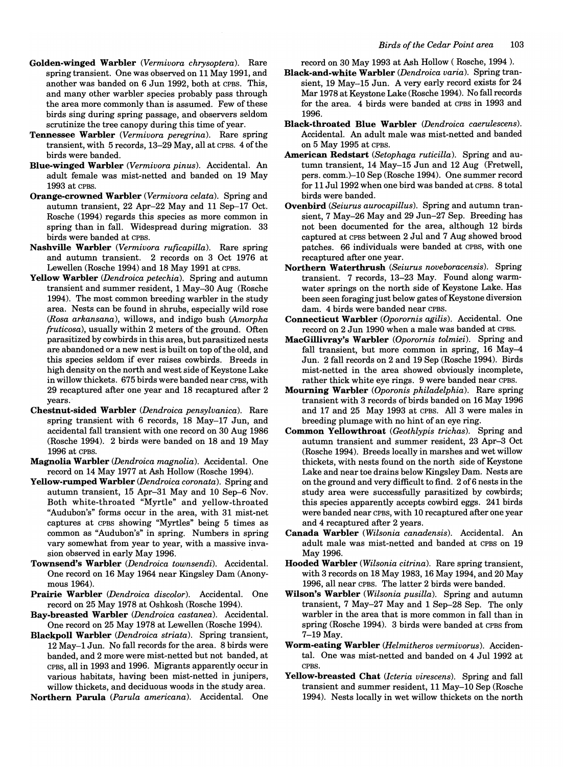**Golden-winged Warbler** (*Vermivora chrysoptera*). Rare spring transient. One was observed on 11 May 1991, and another was banded on 6 Jun 1992, both at CPBS. This, and many other warbler species probably pass through the area more commonly than is assumed. Few of these birds sing during spring passage, and observers seldom scrutinize the tree canopy during this time of year.

**Tennessee Warbler** (*Vermivora peregrina*). Rare spring transient, with 5 records, 13–29 May, all at CPBS. 4 of the birds were banded.

**Blue-winged Warbler** (*Vermivora pinus*). Accidental. An adult female was mist-netted and banded on 19 May 1993 at CPBS.

**Orange-crowned Warbler** (*Vermivora celata*). Spring and autumn transient, 22 Apr–22 May and 11 Sep–17 Oct. Rosche (1994) regards this species as more common in spring than in fall. Widespread during migration. 33 birds were banded at CPBS.

**Nashville Warbler** (*Vermivora ruficapilla*). Rare spring and autumn transient. 2 records on 3 Oct 1976 at Lewellen (Rosche 1994) and 18 May 1991 at CPBS.

**Yellow Warbler** (*Dendroica petechia*). Spring and autumn transient and summer resident, 1 May–30 Aug (Rosche 1994). The most common breeding warbler in the study area. Nests can be found in shrubs, especially wild rose (*Rosa arkansana*), willows, and indigo bush (*Amorpha fruticosa*), usually within 2 meters of the ground. Often parasitized by cowbirds in this area, but parasitized nests are abandoned or a new nest is built on top of the old, and this species seldom if ever raises cowbirds. Breeds in high density on the north and west side of Keystone Lake in willow thickets. 675 birds were banded near CPBS, with 29 recaptured after one year and 18 recaptured after 2 years.

**Chestnut-sided Warbler** (*Dendroica pensylvanica*). Rare spring transient with 6 records, 18 May–17 Jun, and accidental fall transient with one record on 30 Aug 1986 (Rosche 1994). 2 birds were banded on 18 and 19 May 1996 at CPBS.

**Magnolia Warbler** (*Dendroica magnolia*). Accidental. One record on 14 May 1977 at Ash Hollow (Rosche 1994).

**Yellow-rumped Warbler** (*Dendroica coronata*). Spring and autumn transient, 15 Apr–31 May and 10 Sep–6 Nov. Both white-throated "Myrtle" and yellow-throated "Audubon's" forms occur in the area, with 31 mist-net captures at CPBS showing "Myrtles" being 5 times as common as "Audubon's" in spring. Numbers in spring vary somewhat from year to year, with a massive invasion observed in early May 1996.

**Townsend's Warbler** (*Dendroica townsendi*). Accidental. One record on 16 May 1964 near Kingsley Dam (Anonymous 1964).

**Prairie Warbler** (*Dendroica discolor*). Accidental. One record on 25 May 1978 at Oshkosh (Rosche 1994).

**Bay-breasted Warbler** (*Dendroica castanea*). Accidental. One record on 25 May 1978 at Lewellen (Rosche 1994).

**Blackpoll Warbler** (*Dendroica striata*). Spring transient, 12 May–1 Jun. No fall records for the area. 8 birds were banded, and 2 more were mist-netted but not banded, at CPBS, all in 1993 and 1996. Migrants apparently occur in various habitats, having been mist-netted in junipers, willow thickets, and deciduous woods in the study area.

**Northern Parula** (*Parula americana*). Accidental. One record on 30 May 1993 at Ash Hollow ( Rosche, 1994 ).

**Black-and-white Warbler** (*Dendroica varia*). Spring transient, 19 May–15 Jun. A very early record exists for 24 Mar 1978 at Keystone Lake (Rosche 1994). No fall records for the area. 4 birds were banded at CPBS in 1993 and 1996.

**Black-throated Blue Warbler** (*Dendroica caerulescens*). Accidental. An adult male was mist-netted and banded on 5 May 1995 at CPBS.

**American Redstart** (*Setophaga ruticilla*). Spring and autumn transient, 14 May–15 Jun and 12 Aug (Fretwell, pers. comm.)–10 Sep (Rosche 1994). One summer record for 11 Jul 1992 when one bird was banded at CPBS. 8 total birds were banded.

**Ovenbird** (*Seiurus aurocapillus*). Spring and autumn transient, 7 May–26 May and 29 Jun–27 Sep. Breeding has not been documented for the area, although 12 birds captured at CPBS between 2 Jul and 7 Aug showed brood patches. 66 individuals were banded at CPBS, with one recaptured after one year.

**Northern Waterthrush** (*Seiurus noveboracensis*). Spring transient. 7 records, 13–23 May. Found along warm-water springs on the north side of Keystone Lake. Has been seen foraging just below gates of Keystone diversion dam. 4 birds were banded near CPBS.

**Connecticut Warbler** (*Oporornis agilis*). Accidental. One record on 2 Jun 1990 when a male was banded at CPBS.

**MacGillivray's Warbler** (*Oporornis tolmiei*). Spring and fall transient, but more common in spring, 16 May–4 Jun. 2 fall records on 2 and 19 Sep (Rosche 1994). Birds mist-netted in the area showed obviously incomplete, rather thick white eye rings. 9 were banded near CPBS.

**Mourning Warbler** (*Oporonis philadelphia*). Rare spring transient with 3 records of birds banded on 16 May 1996 and 17 and 25 May 1993 at CPBS. All 3 were males in breeding plumage with no hint of an eye ring.

**Common Yellowthroat** (*Geothlypis trichas*). Spring and autumn transient and summer resident, 23 Apr–3 Oct (Rosche 1994). Breeds locally in marshes and wet willow thickets, with nests found on the north side of Keystone Lake and near toe drains below Kingsley Dam. Nests are on the ground and very difficult to find. 2 of 6 nests in the study area were successfully parasitized by cowbirds; this species apparently accepts cowbird eggs. 241 birds were banded near CPBS, with 10 recaptured after one year and 4 recaptured after 2 years.

**Canada Warbler** (*Wilsonia canadensis*). Accidental. An adult male was mist-netted and banded at CPBS on 19 May 1996.

**Hooded Warbler** (*Wilsonia citrina*). Rare spring transient, with 3 records on 18 May 1983, 16 May 1994, and 20 May 1996, all near CPBS. The latter 2 birds were banded.

**Wilson's Warbler** (*Wilsonia pusilla*). Spring and autumn transient, 7 May–27 May and 1 Sep–28 Sep. The only warbler in the area that is more common in fall than in spring (Rosche 1994). 3 birds were banded at CPBS from 7–19 May.

**Worm-eating Warbler** (*Helmitheros vermivorus*). Accidental. One was mist-netted and banded on 4 Jul 1992 at CPBS.

**Yellow-breasted Chat** (*Icteria virescens*). Spring and fall transient and summer resident, 11 May–10 Sep (Rosche 1994). Nests locally in wet willow thickets on the north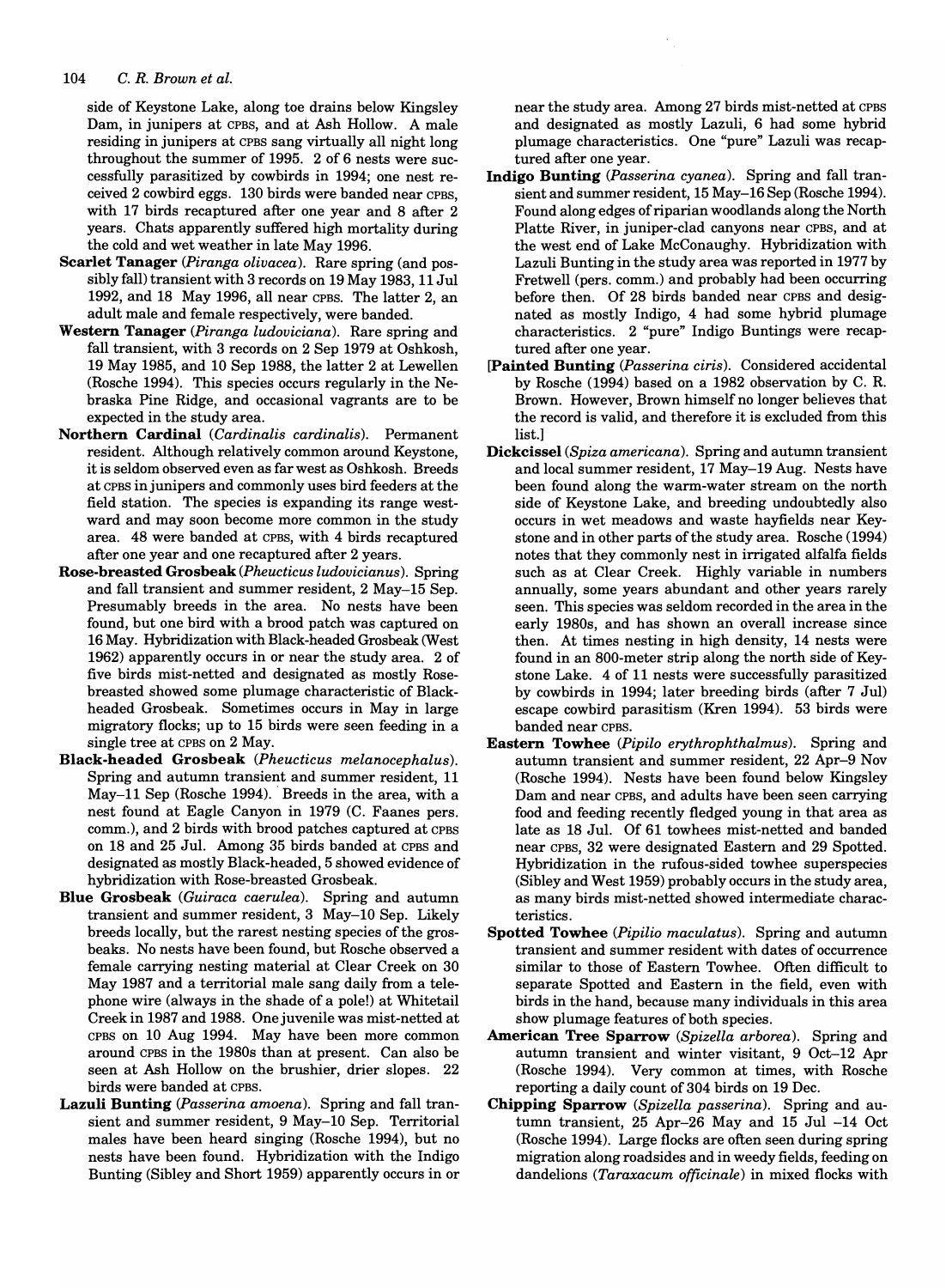side of Keystone Lake, along toe drains below Kingsley Dam, in junipers at CPBS, and at Ash Hollow. A male residing in junipers at CPBS sang virtually all night long throughout the summer of 1995. 2 of 6 nests were successfully parasitized by cowbirds in 1994; one nest received 2 cowbird eggs. 130 birds were banded near CPBS, with 17 birds recaptured after one year and 8 after 2 years. Chats apparently suffered high mortality during the cold and wet weather in late May 1996.

**Scarlet Tanager** (*Piranga olivacea*). Rare spring (and possibly fall) transient with 3 records on 19 May 1983, 11 Jul 1992, and 18 May 1996, all near CPBS. The latter 2, an adult male and female respectively, were banded.

**Western Tanager** (*Piranga ludoviciana*). Rare spring and fall transient, with 3 records on 2 Sep 1979 at Oshkosh, 19 May 1985, and 10 Sep 1988, the latter 2 at Lewellen (Rosche 1994). This species occurs regularly in the Nebraska Pine Ridge, and occasional vagrants are to be expected in the study area.

**Northern Cardinal** (*Cardinalis cardinalis*). Permanent resident. Although relatively common around Keystone, it is seldom observed even as far west as Oshkosh. Breeds at CPBS in junipers and commonly uses bird feeders at the field station. The species is expanding its range westward and may soon become more common in the study area. 48 were banded at CPBS, with 4 birds recaptured after one year and one recaptured after 2 years.

**Rose-breasted Grosbeak** (*Pheucticus ludovicianus*). Spring and fall transient and summer resident, 2 May–15 Sep. Presumably breeds in the area. No nests have been found, but one bird with a brood patch was captured on 16 May. Hybridization with Black-headed Grosbeak (West 1962) apparently occurs in or near the study area. 2 of five birds mist-netted and designated as mostly Rose-breasted showed some plumage characteristic of Black-headed Grosbeak. Sometimes occurs in May in large migratory flocks; up to 15 birds were seen feeding in a single tree at CPBS on 2 May.

**Black-headed Grosbeak** (*Pheucticus melanocephalus*). Spring and autumn transient and summer resident, 11 May–11 Sep (Rosche 1994). Breeds in the area, with a nest found at Eagle Canyon in 1979 (C. Faanes pers. comm.), and 2 birds with brood patches captured at CPBS on 18 and 25 Jul. Among 35 birds banded at CPBS and designated as mostly Black-headed, 5 showed evidence of hybridization with Rose-breasted Grosbeak.

**Blue Grosbeak** (*Guiraca caerulea*). Spring and autumn transient and summer resident, 3 May–10 Sep. Likely breeds locally, but the rarest nesting species of the grosbeaks. No nests have been found, but Rosche observed a female carrying nesting material at Clear Creek on 30 May 1987 and a territorial male sang daily from a telephone wire (always in the shade of a pole!) at Whitetail Creek in 1987 and 1988. One juvenile was mist-netted at CPBS on 10 Aug 1994. May have been more common around CPBS in the 1980s than at present. Can also be seen at Ash Hollow on the brushier, drier slopes. 22 birds were banded at CPBS.

**Lazuli Bunting** (*Passerina amoena*). Spring and fall transient and summer resident, 9 May–10 Sep. Territorial males have been heard singing (Rosche 1994), but no nests have been found. Hybridization with the Indigo Bunting (Sibley and Short 1959) apparently occurs in or near the study area. Among 27 birds mist-netted at CPBS and designated as mostly Lazuli, 6 had some hybrid plumage characteristics. One "pure" Lazuli was recaptured after one year.

**Indigo Bunting** (*Passerina cyanea*). Spring and fall transient and summer resident, 15 May–16 Sep (Rosche 1994). Found along edges of riparian woodlands along the North Platte River, in juniper-clad canyons near CPBS, and at the west end of Lake McConaughy. Hybridization with Lazuli Bunting in the study area was reported in 1977 by Fretwell (pers. comm.) and probably had been occurring before then. Of 28 birds banded near CPBS and designated as mostly Indigo, 4 had some hybrid plumage characteristics. 2 "pure" Indigo Buntings were recaptured after one year.

[**Painted Bunting** (*Passerina ciris*). Considered accidental by Rosche (1994) based on a 1982 observation by C. R. Brown. However, Brown himself no longer believes that the record is valid, and therefore it is excluded from this list.]

**Dickcissel** (*Spiza americana*). Spring and autumn transient and local summer resident, 17 May–19 Aug. Nests have been found along the warm-water stream on the north side of Keystone Lake, and breeding undoubtedly also occurs in wet meadows and waste hayfields near Keystone and in other parts of the study area. Rosche (1994) notes that they commonly nest in irrigated alfalfa fields such as at Clear Creek. Highly variable in numbers annually, some years abundant and other years rarely seen. This species was seldom recorded in the area in the early 1980s, and has shown an overall increase since then. At times nesting in high density, 14 nests were found in an 800-meter strip along the north side of Keystone Lake. 4 of 11 nests were successfully parasitized by cowbirds in 1994; later breeding birds (after 7 Jul) escape cowbird parasitism (Kren 1994). 53 birds were banded near CPBS.

**Eastern Towhee** (*Pipilo erythrophthalmus*). Spring and autumn transient and summer resident, 22 Apr–9 Nov (Rosche 1994). Nests have been found below Kingsley Dam and near CPBS, and adults have been seen carrying food and feeding recently fledged young in that area as late as 18 Jul. Of 61 towhees mist-netted and banded near CPBS, 32 were designated Eastern and 29 Spotted. Hybridization in the rufous-sided towhee superspecies (Sibley and West 1959) probably occurs in the study area, as many birds mist-netted showed intermediate characteristics.

**Spotted Towhee** (*Pipilio maculatus*). Spring and autumn transient and summer resident with dates of occurrence similar to those of Eastern Towhee. Often difficult to separate Spotted and Eastern in the field, even with birds in the hand, because many individuals in this area show plumage features of both species.

**American Tree Sparrow** (*Spizella arborea*). Spring and autumn transient and winter visitant, 9 Oct–12 Apr (Rosche 1994). Very common at times, with Rosche reporting a daily count of 304 birds on 19 Dec.

**Chipping Sparrow** (*Spizella passerina*). Spring and autumn transient, 25 Apr–26 May and 15 Jul –14 Oct (Rosche 1994). Large flocks are often seen during spring migration along roadsides and in weedy fields, feeding on dandelions (*Taraxacum officinale*) in mixed flocks with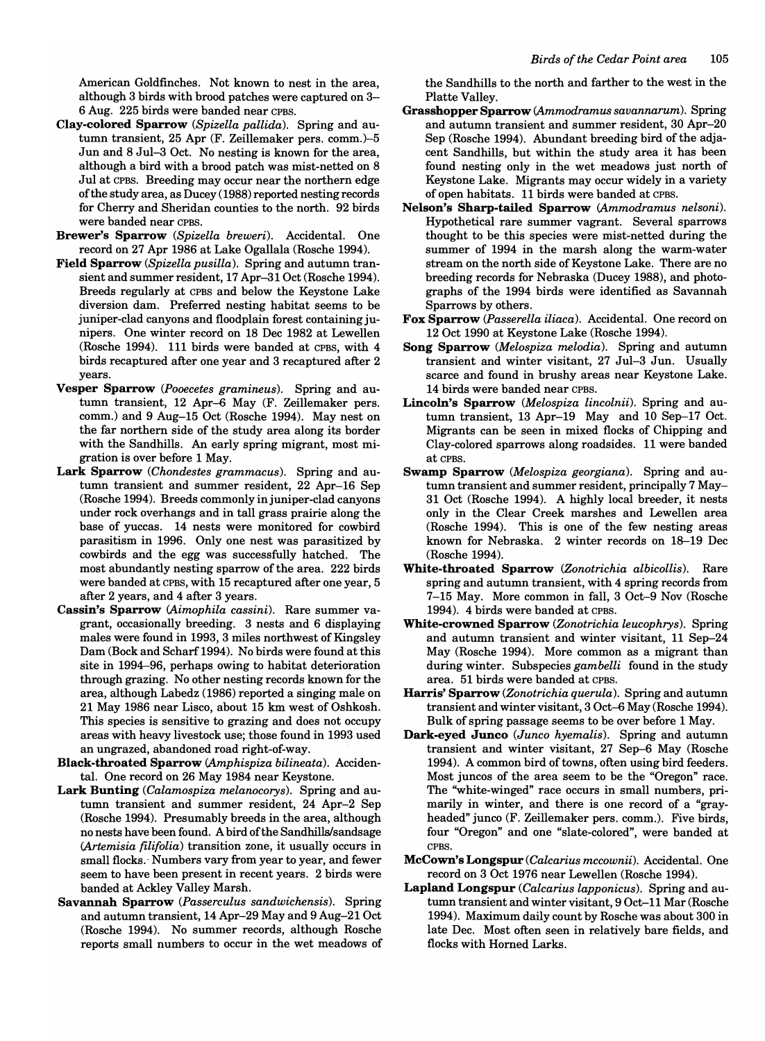American Goldfinches. Not known to nest in the area, although 3 birds with brood patches were captured on 3–6 Aug. 225 birds were banded near CPBS.

**Clay-colored Sparrow** (*Spizella pallida*). Spring and autumn transient, 25 Apr (F. Zeillemaker pers. comm.)–5 Jun and 8 Jul–3 Oct. No nesting is known for the area, although a bird with a brood patch was mist-netted on 8 Jul at CPBS. Breeding may occur near the northern edge of the study area, as Ducey (1988) reported nesting records for Cherry and Sheridan counties to the north. 92 birds were banded near CPBS.

**Brewer's Sparrow** (*Spizella breweri*). Accidental. One record on 27 Apr 1986 at Lake Ogallala (Rosche 1994).

**Field Sparrow** (*Spizella pusilla*). Spring and autumn transient and summer resident, 17 Apr–31 Oct (Rosche 1994). Breeds regularly at CPBS and below the Keystone Lake diversion dam. Preferred nesting habitat seems to be juniper-clad canyons and floodplain forest containing junipers. One winter record on 18 Dec 1982 at Lewellen (Rosche 1994). 111 birds were banded at CPBS, with 4 birds recaptured after one year and 3 recaptured after 2 years.

**Vesper Sparrow** (*Pooecetes gramineus*). Spring and autumn transient, 12 Apr–6 May (F. Zeillemaker pers. comm.) and 9 Aug–15 Oct (Rosche 1994). May nest on the far northern side of the study area along its border with the Sandhills. An early spring migrant, most migration is over before 1 May.

**Lark Sparrow** (*Chondestes grammacus*). Spring and autumn transient and summer resident, 22 Apr–16 Sep (Rosche 1994). Breeds commonly in juniper-clad canyons under rock overhangs and in tall grass prairie along the base of yuccas. 14 nests were monitored for cowbird parasitism in 1996. Only one nest was parasitized by cowbirds and the egg was successfully hatched. The most abundantly nesting sparrow of the area. 222 birds were banded at CPBS, with 15 recaptured after one year, 5 after 2 years, and 4 after 3 years.

**Cassin's Sparrow** (*Aimophila cassini*). Rare summer vagrant, occasionally breeding. 3 nests and 6 displaying males were found in 1993, 3 miles northwest of Kingsley Dam (Bock and Scharf 1994). No birds were found at this site in 1994–96, perhaps owing to habitat deterioration through grazing. No other nesting records known for the area, although Labedz (1986) reported a singing male on 21 May 1986 near Lisco, about 15 km west of Oshkosh. This species is sensitive to grazing and does not occupy areas with heavy livestock use; those found in 1993 used an ungrazed, abandoned road right-of-way.

**Black-throated Sparrow** (*Amphispiza bilineata*). Accidental. One record on 26 May 1984 near Keystone.

**Lark Bunting** (*Calamospiza melanocorys*). Spring and autumn transient and summer resident, 24 Apr–2 Sep (Rosche 1994). Presumably breeds in the area, although no nests have been found. A bird of the Sandhills/sandsage (*Artemisia filifolia*) transition zone, it usually occurs in small flocks. Numbers vary from year to year, and fewer seem to have been present in recent years. 2 birds were banded at Ackley Valley Marsh.

**Savannah Sparrow** (*Passerculus sandwichensis*). Spring and autumn transient, 14 Apr–29 May and 9 Aug–21 Oct (Rosche 1994). No summer records, although Rosche reports small numbers to occur in the wet meadows of the Sandhills to the north and farther to the west in the Platte Valley.

**Grasshopper Sparrow** (*Ammodramus savannarum*). Spring and autumn transient and summer resident, 30 Apr–20 Sep (Rosche 1994). Abundant breeding bird of the adjacent Sandhills, but within the study area it has been found nesting only in the wet meadows just north of Keystone Lake. Migrants may occur widely in a variety of open habitats. 11 birds were banded at CPBS.

**Nelson's Sharp-tailed Sparrow** (*Ammodramus nelsoni*). Hypothetical rare summer vagrant. Several sparrows thought to be this species were mist-netted during the summer of 1994 in the marsh along the warm-water stream on the north side of Keystone Lake. There are no breeding records for Nebraska (Ducey 1988), and photographs of the 1994 birds were identified as Savannah Sparrows by others.

**Fox Sparrow** (*Passerella iliaca*). Accidental. One record on 12 Oct 1990 at Keystone Lake (Rosche 1994).

**Song Sparrow** (*Melospiza melodia*). Spring and autumn transient and winter visitant, 27 Jul–3 Jun. Usually scarce and found in brushy areas near Keystone Lake. 14 birds were banded near CPBS.

**Lincoln's Sparrow** (*Melospiza lincolnii*). Spring and autumn transient, 13 Apr–19 May and 10 Sep–17 Oct. Migrants can be seen in mixed flocks of Chipping and Clay-colored sparrows along roadsides. 11 were banded at CPBS.

**Swamp Sparrow** (*Melospiza georgiana*). Spring and autumn transient and summer resident, principally 7 May–31 Oct (Rosche 1994). A highly local breeder, it nests only in the Clear Creek marshes and Lewellen area (Rosche 1994). This is one of the few nesting areas known for Nebraska. 2 winter records on 18–19 Dec (Rosche 1994).

**White-throated Sparrow** (*Zonotrichia albicollis*). Rare spring and autumn transient, with 4 spring records from 7–15 May. More common in fall, 3 Oct–9 Nov (Rosche 1994). 4 birds were banded at CPBS.

**White-crowned Sparrow** (*Zonotrichia leucophrys*). Spring and autumn transient and winter visitant, 11 Sep–24 May (Rosche 1994). More common as a migrant than during winter. Subspecies *gambelli* found in the study area. 51 birds were banded at CPBS.

**Harris' Sparrow** (*Zonotrichia querula*). Spring and autumn transient and winter visitant, 3 Oct–6 May (Rosche 1994). Bulk of spring passage seems to be over before 1 May.

**Dark-eyed Junco** (*Junco hyemalis*). Spring and autumn transient and winter visitant, 27 Sep–6 May (Rosche 1994). A common bird of towns, often using bird feeders. Most juncos of the area seem to be the "Oregon" race. The "white-winged" race occurs in small numbers, primarily in winter, and there is one record of a "gray-headed" junco (F. Zeillemaker pers. comm.). Five birds, four "Oregon" and one "slate-colored", were banded at CPBS.

**McCown's Longspur** (*Calcarius mccownii*). Accidental. One record on 3 Oct 1976 near Lewellen (Rosche 1994).

**Lapland Longspur** (*Calcarius lapponicus*). Spring and autumn transient and winter visitant, 9 Oct–11 Mar (Rosche 1994). Maximum daily count by Rosche was about 300 in late Dec. Most often seen in relatively bare fields, and flocks with Horned Larks.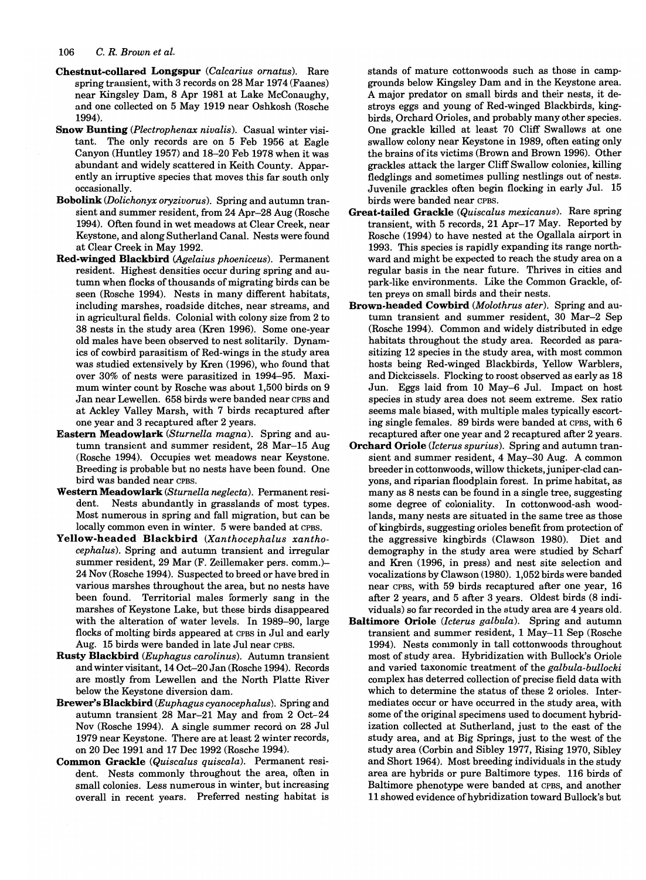**Chestnut-collared Longspur** (*Calcarius ornatus*). Rare spring transient, with 3 records on 28 Mar 1974 (Faanes) near Kingsley Dam, 8 Apr 1981 at Lake McConaughy, and one collected on 5 May 1919 near Oshkosh (Rosche 1994).

**Snow Bunting** (*Plectrophenax nivalis*). Casual winter visitant. The only records are on 5 Feb 1956 at Eagle Canyon (Huntley 1957) and 18–20 Feb 1978 when it was abundant and widely scattered in Keith County. Apparently an irruptive species that moves this far south only occasionally.

**Bobolink** (*Dolichonyx oryzivorus*). Spring and autumn transient and summer resident, from 24 Apr–28 Aug (Rosche 1994). Often found in wet meadows at Clear Creek, near Keystone, and along Sutherland Canal. Nests were found at Clear Creek in May 1992.

**Red-winged Blackbird** (*Agelaius phoeniceus*). Permanent resident. Highest densities occur during spring and autumn when flocks of thousands of migrating birds can be seen (Rosche 1994). Nests in many different habitats, including marshes, roadside ditches, near streams, and in agricultural fields. Colonial with colony size from 2 to 38 nests in the study area (Kren 1996). Some one-year old males have been observed to nest solitarily. Dynamics of cowbird parasitism of Red-wings in the study area was studied extensively by Kren (1996), who found that over 30% of nests were parasitized in 1994–95. Maximum winter count by Rosche was about 1,500 birds on 9 Jan near Lewellen. 658 birds were banded near CPBS and at Ackley Valley Marsh, with 7 birds recaptured after one year and 3 recaptured after 2 years.

**Eastern Meadowlark** (*Sturnella magna*). Spring and autumn transient and summer resident, 28 Mar–15 Aug (Rosche 1994). Occupies wet meadows near Keystone. Breeding is probable but no nests have been found. One bird was banded near CPBS.

**Western Meadowlark** (*Sturnella neglecta*). Permanent resident. Nests abundantly in grasslands of most types. Most numerous in spring and fall migration, but can be locally common even in winter. 5 were banded at CPBS.

**Yellow-headed Blackbird** (*Xanthocephalus xanthocephalus*). Spring and autumn transient and irregular summer resident, 29 Mar (F. Zeillemaker pers. comm.)–24 Nov (Rosche 1994). Suspected to breed or have bred in various marshes throughout the area, but no nests have been found. Territorial males formerly sang in the marshes of Keystone Lake, but these birds disappeared with the alteration of water levels. In 1989–90, large flocks of molting birds appeared at CPBS in Jul and early Aug. 15 birds were banded in late Jul near CPBS.

**Rusty Blackbird** (*Euphagus carolinus*). Autumn transient and winter visitant, 14 Oct–20 Jan (Rosche 1994). Records are mostly from Lewellen and the North Platte River below the Keystone diversion dam.

**Brewer's Blackbird** (*Euphagus cyanocephalus*). Spring and autumn transient 28 Mar–21 May and from 2 Oct–24 Nov (Rosche 1994). A single summer record on 28 Jul 1979 near Keystone. There are at least 2 winter records, on 20 Dec 1991 and 17 Dec 1992 (Rosche 1994).

**Common Grackle** (*Quiscalus quiscala*). Permanent resident. Nests commonly throughout the area, often in small colonies. Less numerous in winter, but increasing overall in recent years. Preferred nesting habitat is stands of mature cottonwoods such as those in campgrounds below Kingsley Dam and in the Keystone area. A major predator on small birds and their nests, it destroys eggs and young of Red-winged Blackbirds, kingbirds, Orchard Orioles, and probably many other species. One grackle killed at least 70 Cliff Swallows at one swallow colony near Keystone in 1989, often eating only the brains of its victims (Brown and Brown 1996). Other grackles attack the larger Cliff Swallow colonies, killing fledglings and sometimes pulling nestlings out of nests. Juvenile grackles often begin flocking in early Jul. 15 birds were banded near CPBS.

**Great-tailed Grackle** (*Quiscalus mexicanus*). Rare spring transient, with 5 records, 21 Apr–17 May. Reported by Rosche (1994) to have nested at the Ogallala airport in 1993. This species is rapidly expanding its range northward and might be expected to reach the study area on a regular basis in the near future. Thrives in cities and park-like environments. Like the Common Grackle, often preys on small birds and their nests.

**Brown-headed Cowbird** (*Molothrus ater*). Spring and autumn transient and summer resident, 30 Mar–2 Sep (Rosche 1994). Common and widely distributed in edge habitats throughout the study area. Recorded as parasitizing 12 species in the study area, with most common hosts being Red-winged Blackbirds, Yellow Warblers, and Dickcissels. Flocking to roost observed as early as 18 Jun. Eggs laid from 10 May–6 Jul. Impact on host species in study area does not seem extreme. Sex ratio seems male biased, with multiple males typically escorting single females. 89 birds were banded at CPBS, with 6 recaptured after one year and 2 recaptured after 2 years.

**Orchard Oriole** (*Icterus spurius*). Spring and autumn transient and summer resident, 4 May–30 Aug. A common breeder in cottonwoods, willow thickets, juniper-clad canyons, and riparian floodplain forest. In prime habitat, as many as 8 nests can be found in a single tree, suggesting some degree of coloniality. In cottonwood-ash woodlands, many nests are situated in the same tree as those of kingbirds, suggesting orioles benefit from protection of the aggressive kingbirds (Clawson 1980). Diet and demography in the study area were studied by Scharf and Kren (1996, in press) and nest site selection and vocalizations by Clawson (1980). 1,052 birds were banded near CPBS, with 59 birds recaptured after one year, 16 after 2 years, and 5 after 3 years. Oldest birds (8 individuals) so far recorded in the study area are 4 years old.

**Baltimore Oriole** (*Icterus galbula*). Spring and autumn transient and summer resident, 1 May–11 Sep (Rosche 1994). Nests commonly in tall cottonwoods throughout most of study area. Hybridization with Bullock's Oriole and varied taxonomic treatment of the *galbula-bullocki* complex has deterred collection of precise field data with which to determine the status of these 2 orioles. Intermediates occur or have occurred in the study area, with some of the original specimens used to document hybridization collected at Sutherland, just to the east of the study area, and at Big Springs, just to the west of the study area (Corbin and Sibley 1977, Rising 1970, Sibley and Short 1964). Most breeding individuals in the study area are hybrids or pure Baltimore types. 116 birds of Baltimore phenotype were banded at CPBS, and another 11 showed evidence of hybridization toward Bullock's but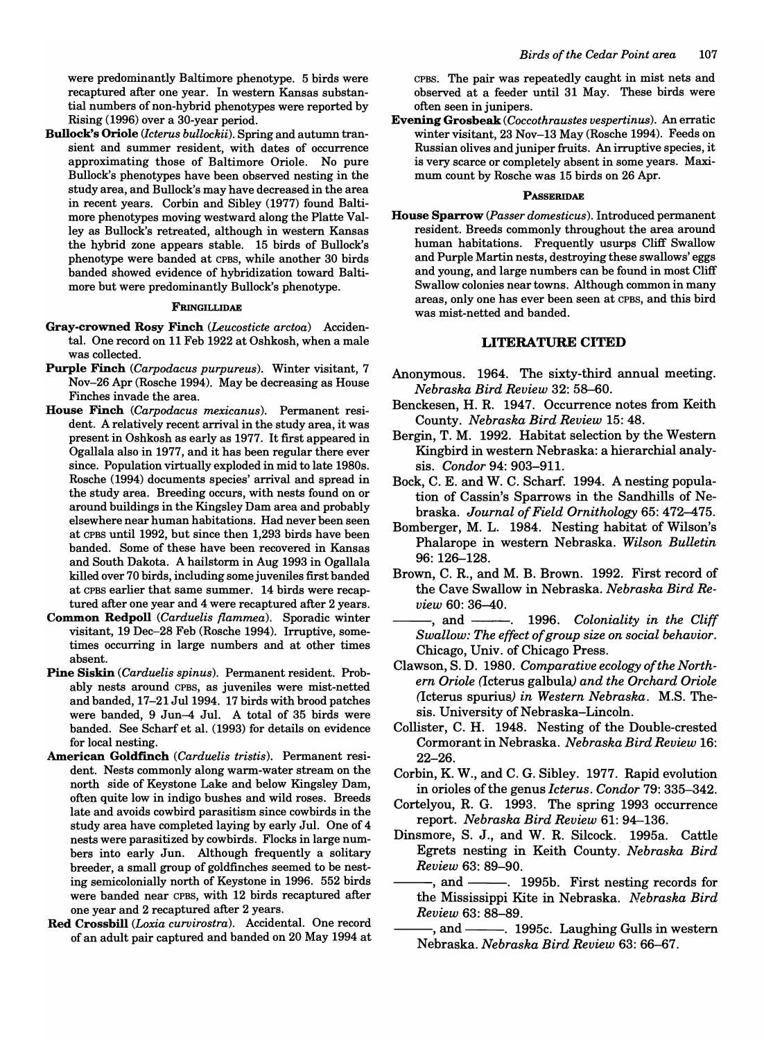were predominantly Baltimore phenotype. 5 birds were recaptured after one year. In western Kansas substantial numbers of non-hybrid phenotypes were reported by Rising (1996) over a 30-year period.

**Bullock's Oriole** (*Icterus bullockii*). Spring and autumn transient and summer resident, with dates of occurrence approximating those of Baltimore Oriole. No pure Bullock's phenotypes have been observed nesting in the study area, and Bullock's may have decreased in the area in recent years. Corbin and Sibley (1977) found Baltimore phenotypes moving westward along the Platte Valley as Bullock's retreated, although in western Kansas the hybrid zone appears stable. 15 birds of Bullock's phenotype were banded at CPBS, while another 30 birds banded showed evidence of hybridization toward Baltimore but were predominantly Bullock's phenotype.

#### FRINGILLIDAE

**Gray-crowned Rosy Finch** (*Leucosticte arctoa*) Accidental. One record on 11 Feb 1922 at Oshkosh, when a male was collected.

**Purple Finch** (*Carpodacus purpureus*). Winter visitant, 7 Nov–26 Apr (Rosche 1994). May be decreasing as House Finches invade the area.

**House Finch** (*Carpodacus mexicanus*). Permanent resident. A relatively recent arrival in the study area, it was present in Oshkosh as early as 1977. It first appeared in Ogallala also in 1977, and it has been regular there ever since. Population virtually exploded in mid to late 1980s. Rosche (1994) documents species' arrival and spread in the study area. Breeding occurs, with nests found on or around buildings in the Kingsley Dam area and probably elsewhere near human habitations. Had never been seen at CPBS until 1992, but since then 1,293 birds have been banded. Some of these have been recovered in Kansas and South Dakota. A hailstorm in Aug 1993 in Ogallala killed over 70 birds, including some juveniles first banded at CPBS earlier that same summer. 14 birds were recaptured after one year and 4 were recaptured after 2 years.

**Common Redpoll** (*Carduelis flammea*). Sporadic winter visitant, 19 Dec–28 Feb (Rosche 1994). Irruptive, sometimes occurring in large numbers and at other times absent.

**Pine Siskin** (*Carduelis spinus*). Permanent resident. Probably nests around CPBS, as juveniles were mist-netted and banded, 17–21 Jul 1994. 17 birds with brood patches were banded, 9 Jun–4 Jul. A total of 35 birds were banded. See Scharf et al. (1993) for details on evidence for local nesting.

**American Goldfinch** (*Carduelis tristis*). Permanent resident. Nests commonly along warm-water stream on the north side of Keystone Lake and below Kingsley Dam, often quite low in indigo bushes and wild roses. Breeds late and avoids cowbird parasitism since cowbirds in the study area have completed laying by early Jul. One of 4 nests were parasitized by cowbirds. Flocks in large numbers into early Jun. Although frequently a solitary breeder, a small group of goldfinches seemed to be nesting semicolonially north of Keystone in 1996. 552 birds were banded near CPBS, with 12 birds recaptured after one year and 2 recaptured after 2 years.

**Red Crossbill** (*Loxia curvirostra*). Accidental. One record of an adult pair captured and banded on 20 May 1994 at CPBS. The pair was repeatedly caught in mist nets and observed at a feeder until 31 May. These birds were often seen in junipers.

**Evening Grosbeak** (*Coccothraustes vespertinus*). An erratic winter visitant, 23 Nov–13 May (Rosche 1994). Feeds on Russian olives and juniper fruits. An irruptive species, it is very scarce or completely absent in some years. Maximum count by Rosche was 15 birds on 26 Apr.

#### PASSERIDAE

**House Sparrow** (*Passer domesticus*). Introduced permanent resident. Breeds commonly throughout the area around human habitations. Frequently usurps Cliff Swallow and Purple Martin nests, destroying these swallows' eggs and young, and large numbers can be found in most Cliff Swallow colonies near towns. Although common in many areas, only one has ever been seen at CPBS, and this bird was mist-netted and banded.

## LITERATURE CITED

Anonymous. 1964. The sixty-third annual meeting. *Nebraska Bird Review* 32: 58–60.

Benckesen, H. R. 1947. Occurrence notes from Keith County. *Nebraska Bird Review* 15: 48.

Bergin, T. M. 1992. Habitat selection by the Western Kingbird in western Nebraska: a hierarchial analysis. *Condor* 94: 903–911.

Bock, C. E. and W. C. Scharf. 1994. A nesting population of Cassin's Sparrows in the Sandhills of Nebraska. *Journal of Field Ornithology* 65: 472–475.

Bomberger, M. L. 1984. Nesting habitat of Wilson's Phalarope in western Nebraska. *Wilson Bulletin* 96: 126–128.

Brown, C. R., and M. B. Brown. 1992. First record of the Cave Swallow in Nebraska. *Nebraska Bird Review* 60: 36–40.

———, and ———. 1996. *Coloniality in the Cliff Swallow: The effect of group size on social behavior.* Chicago, Univ. of Chicago Press.

Clawson, S. D. 1980. *Comparative ecology of the Northern Oriole (Icterus galbula) and the Orchard Oriole (Icterus spurius) in Western Nebraska.* M.S. Thesis. University of Nebraska–Lincoln.

Collister, C. H. 1948. Nesting of the Double-crested Cormorant in Nebraska. *Nebraska Bird Review* 16: 22–26.

Corbin, K. W., and C. G. Sibley. 1977. Rapid evolution in orioles of the genus *Icterus*. *Condor* 79: 335–342.

Cortelyou, R. G. 1993. The spring 1993 occurrence report. *Nebraska Bird Review* 61: 94–136.

Dinsmore, S. J., and W. R. Silcock. 1995a. Cattle Egrets nesting in Keith County. *Nebraska Bird Review* 63: 89–90.

———, and ———. 1995b. First nesting records for the Mississippi Kite in Nebraska. *Nebraska Bird Review* 63: 88–89.

———, and ———. 1995c. Laughing Gulls in western Nebraska. *Nebraska Bird Review* 63: 66–67.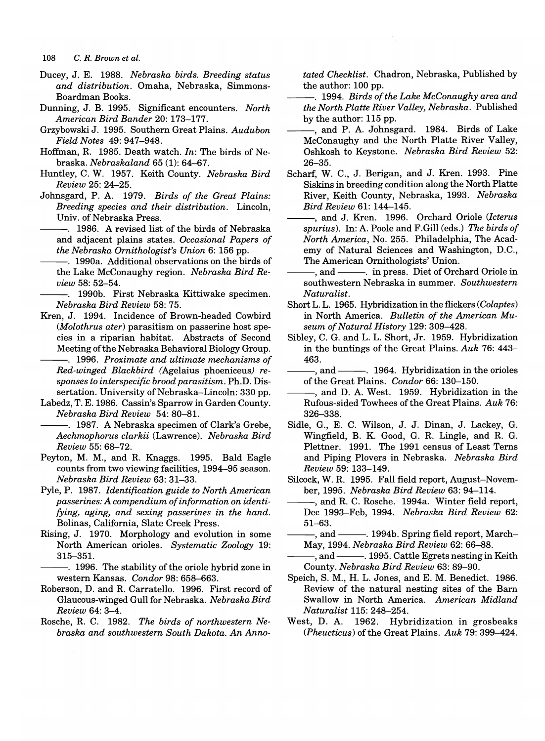Ducey, J. E. 1988. *Nebraska birds. Breeding status and distribution*. Omaha, Nebraska, Simmons-Boardman Books.

Dunning, J. B. 1995. Significant encounters. *North American Bird Bander* 20: 173–177.

Grzybowski J. 1995. Southern Great Plains. *Audubon Field Notes* 49: 947–948.

Hoffman, R. 1985. Death watch. *In*: The birds of Nebraska. *Nebraskaland* 65 (1): 64–67.

Huntley, C. W. 1957. Keith County. *Nebraska Bird Review* 25: 24–25.

Johnsgard, P. A. 1979. *Birds of the Great Plains: Breeding species and their distribution*. Lincoln, Univ. of Nebraska Press.

———. 1986. A revised list of the birds of Nebraska and adjacent plains states. *Occasional Papers of the Nebraska Ornithologist's Union* 6: 156 pp.

———. 1990a. Additional observations on the birds of the Lake McConaughy region. *Nebraska Bird Review* 58: 52–54.

———. 1990b. First Nebraska Kittiwake specimen. *Nebraska Bird Review* 58: 75.

Kren, J. 1994. Incidence of Brown-headed Cowbird (*Molothrus ater*) parasitism on passerine host species in a riparian habitat. Abstracts of Second Meeting of the Nebraska Behavioral Biology Group.

———. 1996. *Proximate and ultimate mechanisms of Red-winged Blackbird (*Agelaius phoeniceus*) responses to interspecific brood parasitism*. Ph.D. Dissertation. University of Nebraska–Lincoln: 330 pp.

Labedz, T. E. 1986. Cassin's Sparrow in Garden County. *Nebraska Bird Review* 54: 80–81.

———. 1987. A Nebraska specimen of Clark's Grebe, *Aechmophorus clarkii* (Lawrence). *Nebraska Bird Review* 55: 68–72.

Peyton, M. M., and R. Knaggs. 1995. Bald Eagle counts from two viewing facilities, 1994–95 season. *Nebraska Bird Review* 63: 31–33.

Pyle, P. 1987. *Identification guide to North American passerines: A compendium of information on identifying, aging, and sexing passerines in the hand*. Bolinas, California, Slate Creek Press.

Rising, J. 1970. Morphology and evolution in some North American orioles. *Systematic Zoology* 19: 315–351.

———. 1996. The stability of the oriole hybrid zone in western Kansas. *Condor* 98: 658–663.

Roberson, D. and R. Carratello. 1996. First record of Glaucous-winged Gull for Nebraska. *Nebraska Bird Review* 64: 3–4.

Rosche, R. C. 1982. *The birds of northwestern Nebraska and southwestern South Dakota. An Annotated Checklist*. Chadron, Nebraska, Published by the author: 100 pp.

———. 1994. *Birds of the Lake McConaughy area and the North Platte River Valley, Nebraska*. Published by the author: 115 pp.

———, and P. A. Johnsgard. 1984. Birds of Lake McConaughy and the North Platte River Valley, Oshkosh to Keystone. *Nebraska Bird Review* 52: 26–35.

Scharf, W. C., J. Berigan, and J. Kren. 1993. Pine Siskins in breeding condition along the North Platte River, Keith County, Nebraska, 1993. *Nebraska Bird Review* 61: 144–145.

———, and J. Kren. 1996. Orchard Oriole (*Icterus spurius*). In: A. Poole and F.Gill (eds.) *The birds of North America*, No. 255. Philadelphia, The Academy of Natural Sciences and Washington, D.C., The American Ornithologists' Union.

———, and ———. in press. Diet of Orchard Oriole in southwestern Nebraska in summer. *Southwestern Naturalist*.

Short L. L. 1965. Hybridization in the flickers (*Colaptes*) in North America. *Bulletin of the American Museum of Natural History* 129: 309–428.

Sibley, C. G. and L. L. Short, Jr. 1959. Hybridization in the buntings of the Great Plains. *Auk* 76: 443–463.

———, and ———. 1964. Hybridization in the orioles of the Great Plains. *Condor* 66: 130–150.

———, and D. A. West. 1959. Hybridization in the Rufous-sided Towhees of the Great Plains. *Auk* 76: 326–338.

Sidle, G., E. C. Wilson, J. J. Dinan, J. Lackey, G. Wingfield, B. K. Good, G. R. Lingle, and R. G. Plettner. 1991. The 1991 census of Least Terns and Piping Plovers in Nebraska. *Nebraska Bird Review* 59: 133–149.

Silcock, W. R. 1995. Fall field report, August–November, 1995. *Nebraska Bird Review* 63: 94–114.

———, and R. C. Rosche. 1994a. Winter field report, Dec 1993–Feb, 1994. *Nebraska Bird Review* 62: 51–63.

———, and ———. 1994b. Spring field report, March–May, 1994. *Nebraska Bird Review* 62: 66–88.

———, and ———. 1995. Cattle Egrets nesting in Keith County. *Nebraska Bird Review* 63: 89–90.

Speich, S. M., H. L. Jones, and E. M. Benedict. 1986. Review of the natural nesting sites of the Barn Swallow in North America. *American Midland Naturalist* 115: 248–254.

West, D. A. 1962. Hybridization in grosbeaks (*Pheucticus*) of the Great Plains. *Auk* 79: 399–424.